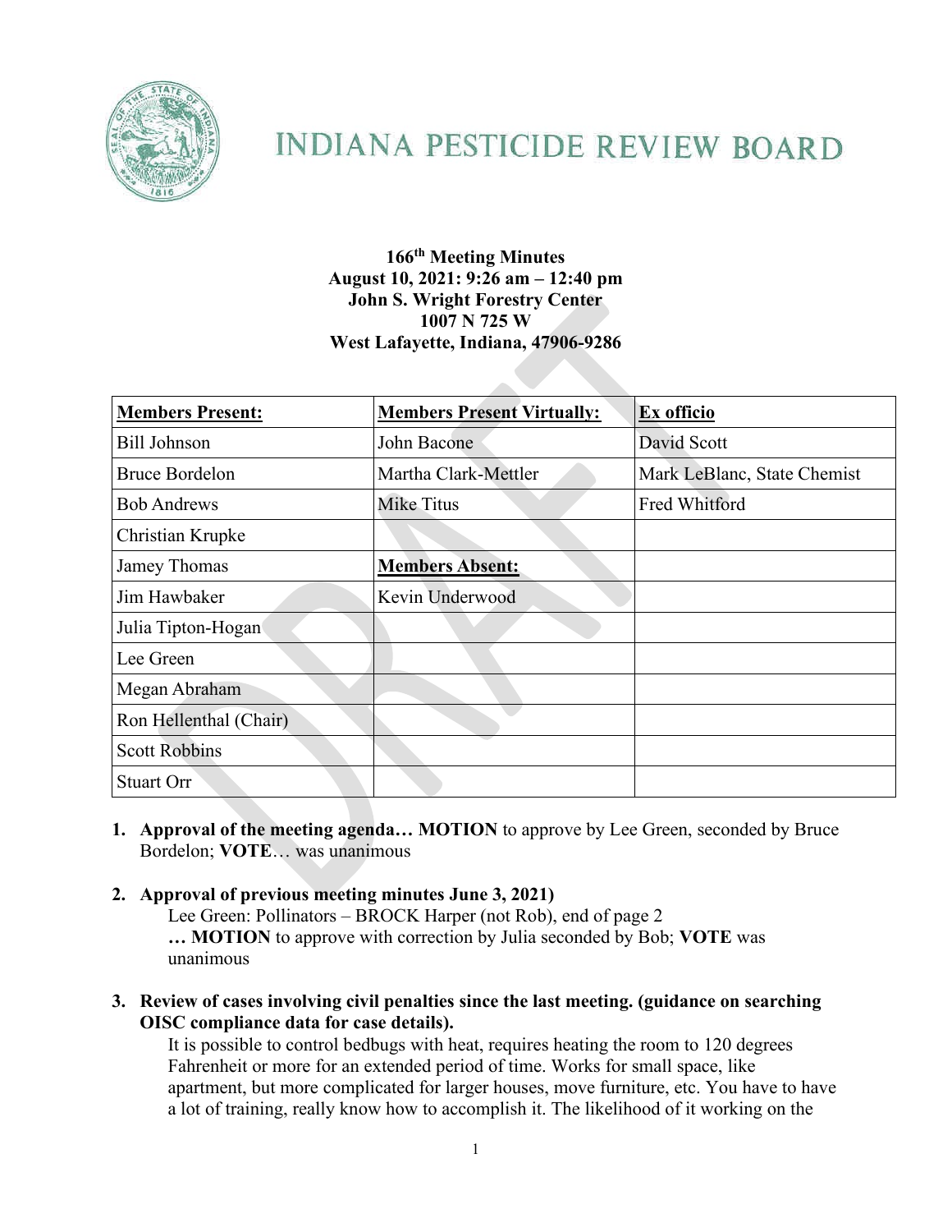# INDIANA PESTICIDE REVIEW BOARD

**166th Meeting Minutes**
**August 10, 2021: 9:26 am – 12:40 pm**
**John S. Wright Forestry Center**
**1007 N 725 W**
**West Lafayette, Indiana, 47906-9286**

| **Members Present:** | **Members Present Virtually:** | **Ex officio** |
|---|---|---|
| Bill Johnson | John Bacone | David Scott |
| Bruce Bordelon | Martha Clark-Mettler | Mark LeBlanc, State Chemist |
| Bob Andrews | Mike Titus | Fred Whitford |
| Christian Krupke | | |
| Jamey Thomas | **Members Absent:** | |
| Jim Hawbaker | Kevin Underwood | |
| Julia Tipton-Hogan | | |
| Lee Green | | |
| Megan Abraham | | |
| Ron Hellenthal (Chair) | | |
| Scott Robbins | | |
| Stuart Orr | | |

1. **Approval of the meeting agenda… MOTION** to approve by Lee Green, seconded by Bruce Bordelon; **VOTE**… was unanimous

2. **Approval of previous meeting minutes June 3, 2021)**
   Lee Green: Pollinators – BROCK Harper (not Rob), end of page 2
   **… MOTION** to approve with correction by Julia seconded by Bob; **VOTE** was unanimous

3. **Review of cases involving civil penalties since the last meeting. (guidance on searching OISC compliance data for case details).**
   It is possible to control bedbugs with heat, requires heating the room to 120 degrees Fahrenheit or more for an extended period of time. Works for small space, like apartment, but more complicated for larger houses, move furniture, etc. You have to have a lot of training, really know how to accomplish it. The likelihood of it working on the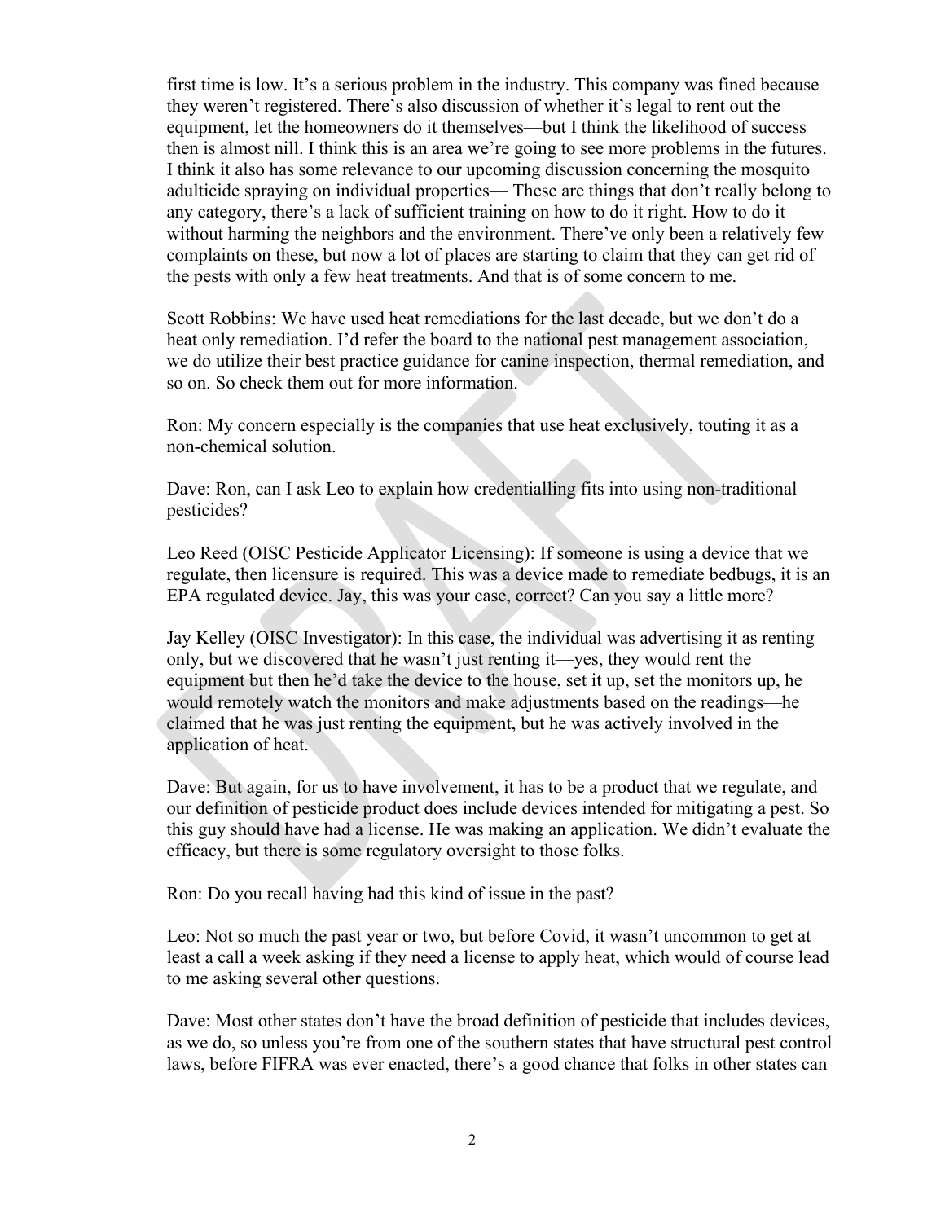first time is low. It's a serious problem in the industry. This company was fined because they weren't registered. There's also discussion of whether it's legal to rent out the equipment, let the homeowners do it themselves—but I think the likelihood of success then is almost nill. I think this is an area we're going to see more problems in the futures. I think it also has some relevance to our upcoming discussion concerning the mosquito adulticide spraying on individual properties— These are things that don't really belong to any category, there's a lack of sufficient training on how to do it right. How to do it without harming the neighbors and the environment. There've only been a relatively few complaints on these, but now a lot of places are starting to claim that they can get rid of the pests with only a few heat treatments. And that is of some concern to me.

Scott Robbins: We have used heat remediations for the last decade, but we don't do a heat only remediation. I'd refer the board to the national pest management association, we do utilize their best practice guidance for canine inspection, thermal remediation, and so on. So check them out for more information.

Ron: My concern especially is the companies that use heat exclusively, touting it as a non-chemical solution.

Dave: Ron, can I ask Leo to explain how credentialling fits into using non-traditional pesticides?

Leo Reed (OISC Pesticide Applicator Licensing): If someone is using a device that we regulate, then licensure is required. This was a device made to remediate bedbugs, it is an EPA regulated device. Jay, this was your case, correct? Can you say a little more?

Jay Kelley (OISC Investigator): In this case, the individual was advertising it as renting only, but we discovered that he wasn't just renting it—yes, they would rent the equipment but then he'd take the device to the house, set it up, set the monitors up, he would remotely watch the monitors and make adjustments based on the readings—he claimed that he was just renting the equipment, but he was actively involved in the application of heat.

Dave: But again, for us to have involvement, it has to be a product that we regulate, and our definition of pesticide product does include devices intended for mitigating a pest. So this guy should have had a license. He was making an application. We didn't evaluate the efficacy, but there is some regulatory oversight to those folks.

Ron: Do you recall having had this kind of issue in the past?

Leo: Not so much the past year or two, but before Covid, it wasn't uncommon to get at least a call a week asking if they need a license to apply heat, which would of course lead to me asking several other questions.

Dave: Most other states don't have the broad definition of pesticide that includes devices, as we do, so unless you're from one of the southern states that have structural pest control laws, before FIFRA was ever enacted, there's a good chance that folks in other states can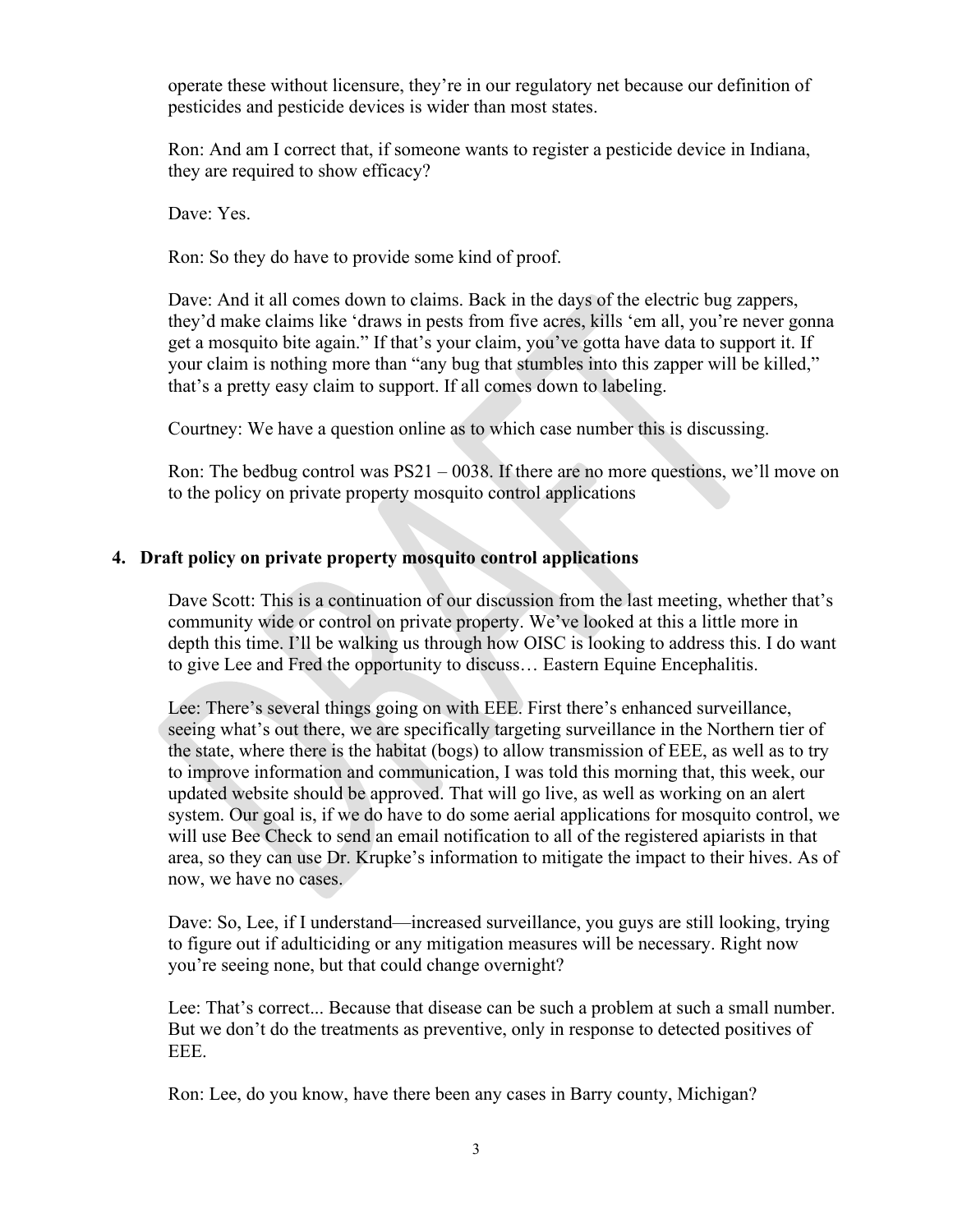operate these without licensure, they're in our regulatory net because our definition of pesticides and pesticide devices is wider than most states.

Ron: And am I correct that, if someone wants to register a pesticide device in Indiana, they are required to show efficacy?

Dave: Yes.

Ron: So they do have to provide some kind of proof.

Dave: And it all comes down to claims. Back in the days of the electric bug zappers, they'd make claims like 'draws in pests from five acres, kills 'em all, you're never gonna get a mosquito bite again." If that's your claim, you've gotta have data to support it. If your claim is nothing more than "any bug that stumbles into this zapper will be killed," that's a pretty easy claim to support. If all comes down to labeling.

Courtney: We have a question online as to which case number this is discussing.

Ron: The bedbug control was PS21 – 0038. If there are no more questions, we'll move on to the policy on private property mosquito control applications

## 4. Draft policy on private property mosquito control applications

Dave Scott: This is a continuation of our discussion from the last meeting, whether that's community wide or control on private property. We've looked at this a little more in depth this time. I'll be walking us through how OISC is looking to address this. I do want to give Lee and Fred the opportunity to discuss… Eastern Equine Encephalitis.

Lee: There's several things going on with EEE. First there's enhanced surveillance, seeing what's out there, we are specifically targeting surveillance in the Northern tier of the state, where there is the habitat (bogs) to allow transmission of EEE, as well as to try to improve information and communication, I was told this morning that, this week, our updated website should be approved. That will go live, as well as working on an alert system. Our goal is, if we do have to do some aerial applications for mosquito control, we will use Bee Check to send an email notification to all of the registered apiarists in that area, so they can use Dr. Krupke's information to mitigate the impact to their hives. As of now, we have no cases.

Dave: So, Lee, if I understand—increased surveillance, you guys are still looking, trying to figure out if adulticiding or any mitigation measures will be necessary. Right now you're seeing none, but that could change overnight?

Lee: That's correct... Because that disease can be such a problem at such a small number. But we don't do the treatments as preventive, only in response to detected positives of EEE.

Ron: Lee, do you know, have there been any cases in Barry county, Michigan?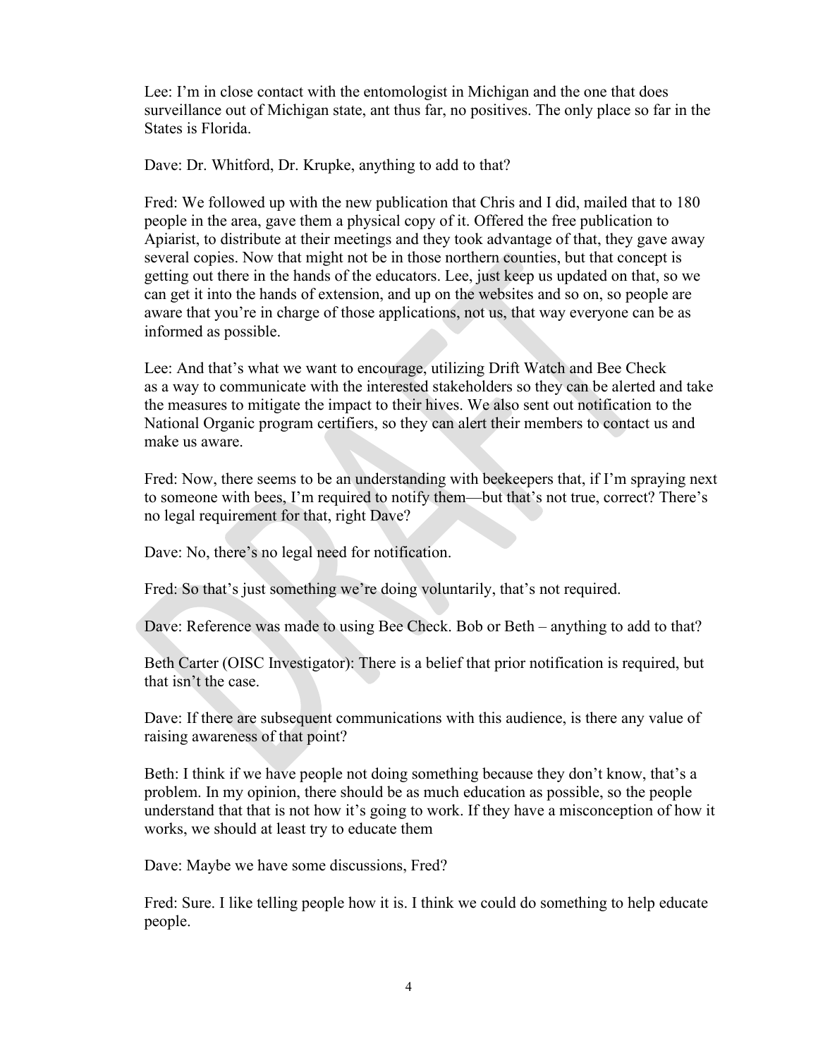Lee: I'm in close contact with the entomologist in Michigan and the one that does surveillance out of Michigan state, ant thus far, no positives. The only place so far in the States is Florida.

Dave: Dr. Whitford, Dr. Krupke, anything to add to that?

Fred: We followed up with the new publication that Chris and I did, mailed that to 180 people in the area, gave them a physical copy of it. Offered the free publication to Apiarist, to distribute at their meetings and they took advantage of that, they gave away several copies. Now that might not be in those northern counties, but that concept is getting out there in the hands of the educators. Lee, just keep us updated on that, so we can get it into the hands of extension, and up on the websites and so on, so people are aware that you're in charge of those applications, not us, that way everyone can be as informed as possible.

Lee: And that's what we want to encourage, utilizing Drift Watch and Bee Check as a way to communicate with the interested stakeholders so they can be alerted and take the measures to mitigate the impact to their hives. We also sent out notification to the National Organic program certifiers, so they can alert their members to contact us and make us aware.

Fred: Now, there seems to be an understanding with beekeepers that, if I'm spraying next to someone with bees, I'm required to notify them—but that's not true, correct? There's no legal requirement for that, right Dave?

Dave: No, there's no legal need for notification.

Fred: So that's just something we're doing voluntarily, that's not required.

Dave: Reference was made to using Bee Check. Bob or Beth – anything to add to that?

Beth Carter (OISC Investigator): There is a belief that prior notification is required, but that isn't the case.

Dave: If there are subsequent communications with this audience, is there any value of raising awareness of that point?

Beth: I think if we have people not doing something because they don't know, that's a problem. In my opinion, there should be as much education as possible, so the people understand that that is not how it's going to work. If they have a misconception of how it works, we should at least try to educate them

Dave: Maybe we have some discussions, Fred?

Fred: Sure. I like telling people how it is. I think we could do something to help educate people.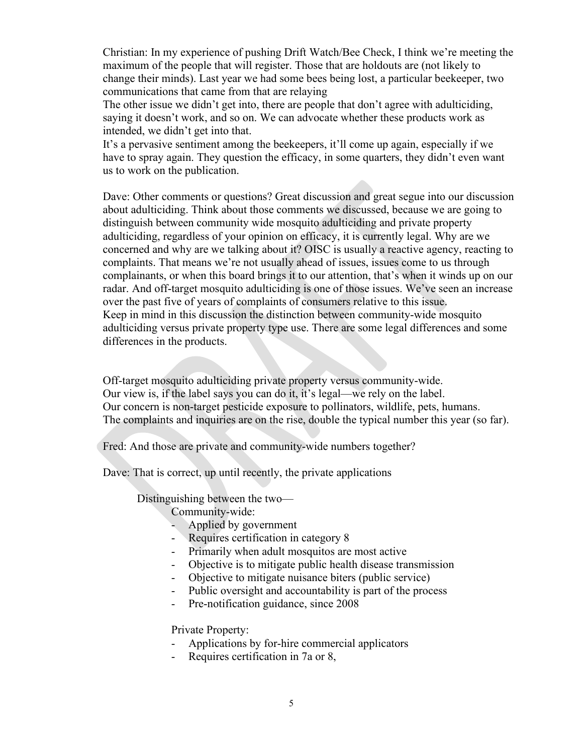Christian: In my experience of pushing Drift Watch/Bee Check, I think we're meeting the maximum of the people that will register. Those that are holdouts are (not likely to change their minds). Last year we had some bees being lost, a particular beekeeper, two communications that came from that are relaying

The other issue we didn't get into, there are people that don't agree with adulticiding, saying it doesn't work, and so on. We can advocate whether these products work as intended, we didn't get into that.

It's a pervasive sentiment among the beekeepers, it'll come up again, especially if we have to spray again. They question the efficacy, in some quarters, they didn't even want us to work on the publication.

Dave: Other comments or questions? Great discussion and great segue into our discussion about adulticiding. Think about those comments we discussed, because we are going to distinguish between community wide mosquito adulticiding and private property adulticiding, regardless of your opinion on efficacy, it is currently legal. Why are we concerned and why are we talking about it? OISC is usually a reactive agency, reacting to complaints. That means we're not usually ahead of issues, issues come to us through complainants, or when this board brings it to our attention, that's when it winds up on our radar. And off-target mosquito adulticiding is one of those issues. We've seen an increase over the past five of years of complaints of consumers relative to this issue.

Keep in mind in this discussion the distinction between community-wide mosquito adulticiding versus private property type use. There are some legal differences and some differences in the products.

Off-target mosquito adulticiding private property versus community-wide.

Our view is, if the label says you can do it, it's legal—we rely on the label.

Our concern is non-target pesticide exposure to pollinators, wildlife, pets, humans.

The complaints and inquiries are on the rise, double the typical number this year (so far).

Fred: And those are private and community-wide numbers together?

Dave: That is correct, up until recently, the private applications

Distinguishing between the two—

Community-wide:

- Applied by government
- Requires certification in category 8
- Primarily when adult mosquitos are most active
- Objective is to mitigate public health disease transmission
- Objective to mitigate nuisance biters (public service)
- Public oversight and accountability is part of the process
- Pre-notification guidance, since 2008

Private Property:

- Applications by for-hire commercial applicators
- Requires certification in 7a or 8,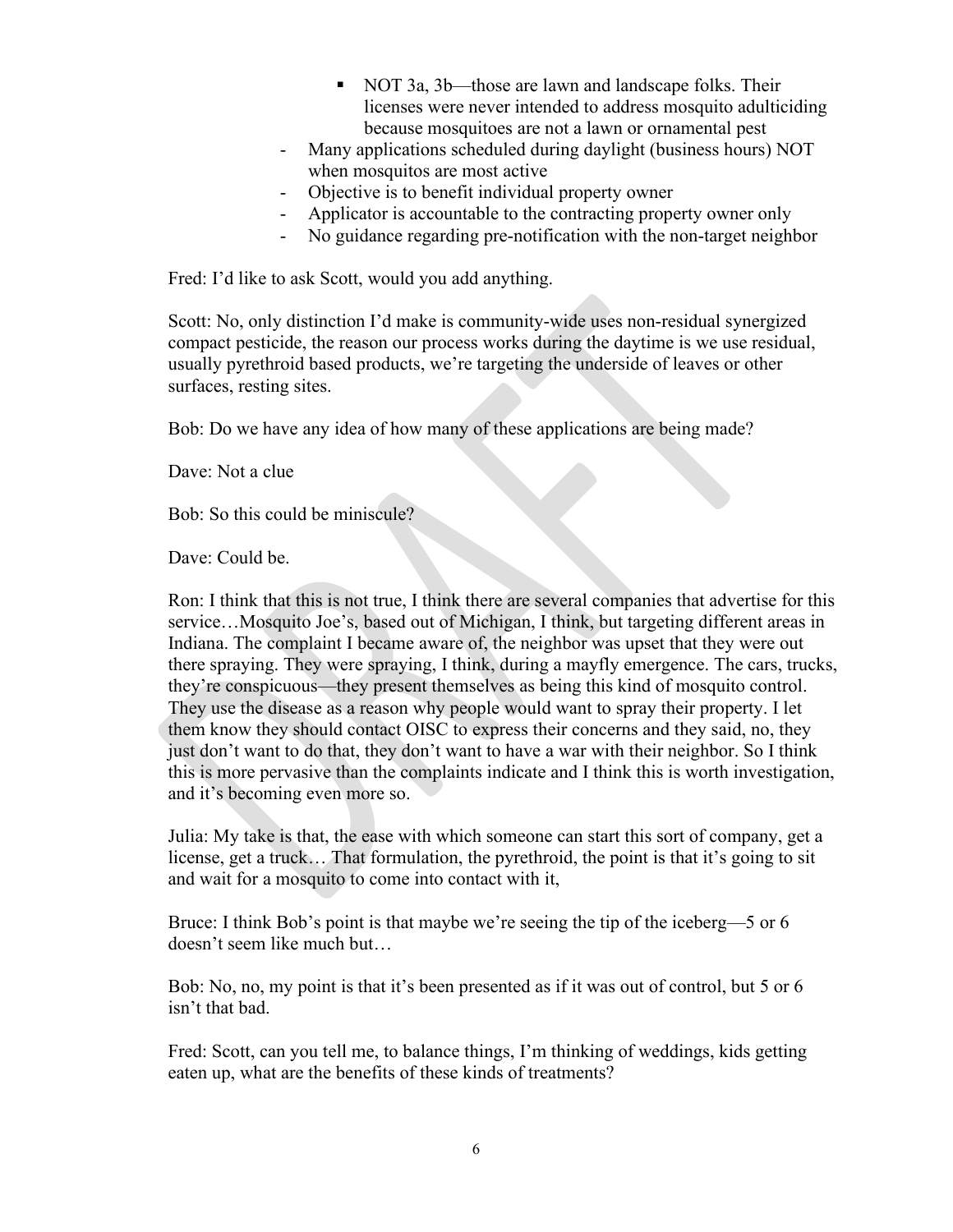- NOT 3a, 3b—those are lawn and landscape folks. Their licenses were never intended to address mosquito adulticiding because mosquitoes are not a lawn or ornamental pest
    - Many applications scheduled during daylight (business hours) NOT when mosquitos are most active
    - Objective is to benefit individual property owner
    - Applicator is accountable to the contracting property owner only
    - No guidance regarding pre-notification with the non-target neighbor

Fred: I'd like to ask Scott, would you add anything.

Scott: No, only distinction I'd make is community-wide uses non-residual synergized compact pesticide, the reason our process works during the daytime is we use residual, usually pyrethroid based products, we're targeting the underside of leaves or other surfaces, resting sites.

Bob: Do we have any idea of how many of these applications are being made?

Dave: Not a clue

Bob: So this could be miniscule?

Dave: Could be.

Ron: I think that this is not true, I think there are several companies that advertise for this service…Mosquito Joe's, based out of Michigan, I think, but targeting different areas in Indiana. The complaint I became aware of, the neighbor was upset that they were out there spraying. They were spraying, I think, during a mayfly emergence. The cars, trucks, they're conspicuous—they present themselves as being this kind of mosquito control. They use the disease as a reason why people would want to spray their property. I let them know they should contact OISC to express their concerns and they said, no, they just don't want to do that, they don't want to have a war with their neighbor. So I think this is more pervasive than the complaints indicate and I think this is worth investigation, and it's becoming even more so.

Julia: My take is that, the ease with which someone can start this sort of company, get a license, get a truck… That formulation, the pyrethroid, the point is that it's going to sit and wait for a mosquito to come into contact with it,

Bruce: I think Bob's point is that maybe we're seeing the tip of the iceberg—5 or 6 doesn't seem like much but…

Bob: No, no, my point is that it's been presented as if it was out of control, but 5 or 6 isn't that bad.

Fred: Scott, can you tell me, to balance things, I'm thinking of weddings, kids getting eaten up, what are the benefits of these kinds of treatments?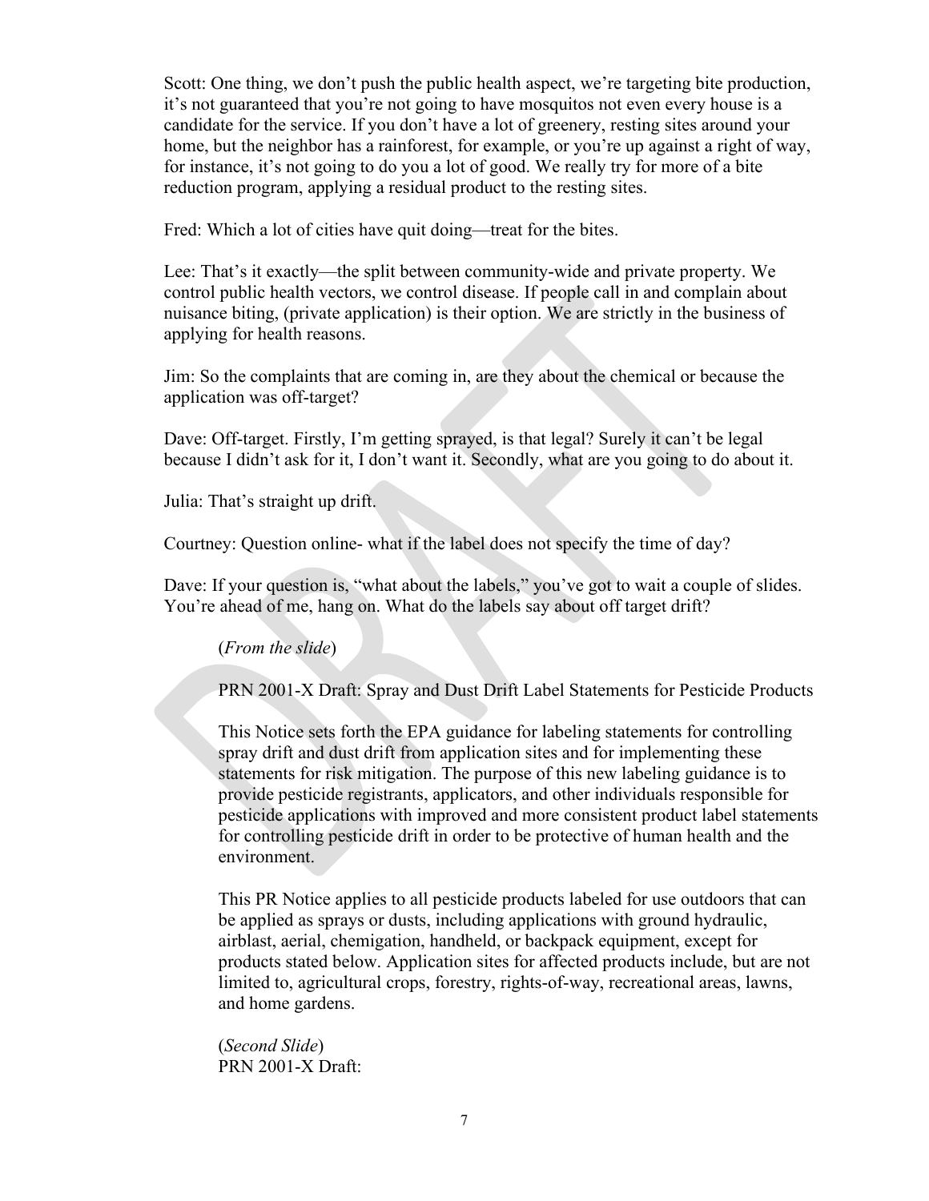Scott: One thing, we don't push the public health aspect, we're targeting bite production, it's not guaranteed that you're not going to have mosquitos not even every house is a candidate for the service. If you don't have a lot of greenery, resting sites around your home, but the neighbor has a rainforest, for example, or you're up against a right of way, for instance, it's not going to do you a lot of good. We really try for more of a bite reduction program, applying a residual product to the resting sites.

Fred: Which a lot of cities have quit doing—treat for the bites.

Lee: That's it exactly—the split between community-wide and private property. We control public health vectors, we control disease. If people call in and complain about nuisance biting, (private application) is their option. We are strictly in the business of applying for health reasons.

Jim: So the complaints that are coming in, are they about the chemical or because the application was off-target?

Dave: Off-target. Firstly, I'm getting sprayed, is that legal? Surely it can't be legal because I didn't ask for it, I don't want it. Secondly, what are you going to do about it.

Julia: That's straight up drift.

Courtney: Question online- what if the label does not specify the time of day?

Dave: If your question is, "what about the labels," you've got to wait a couple of slides. You're ahead of me, hang on. What do the labels say about off target drift?

> (*From the slide*)
>
> PRN 2001-X Draft: Spray and Dust Drift Label Statements for Pesticide Products
>
> This Notice sets forth the EPA guidance for labeling statements for controlling spray drift and dust drift from application sites and for implementing these statements for risk mitigation. The purpose of this new labeling guidance is to provide pesticide registrants, applicators, and other individuals responsible for pesticide applications with improved and more consistent product label statements for controlling pesticide drift in order to be protective of human health and the environment.
>
> This PR Notice applies to all pesticide products labeled for use outdoors that can be applied as sprays or dusts, including applications with ground hydraulic, airblast, aerial, chemigation, handheld, or backpack equipment, except for products stated below. Application sites for affected products include, but are not limited to, agricultural crops, forestry, rights-of-way, recreational areas, lawns, and home gardens.
>
> (*Second Slide*)
> PRN 2001-X Draft: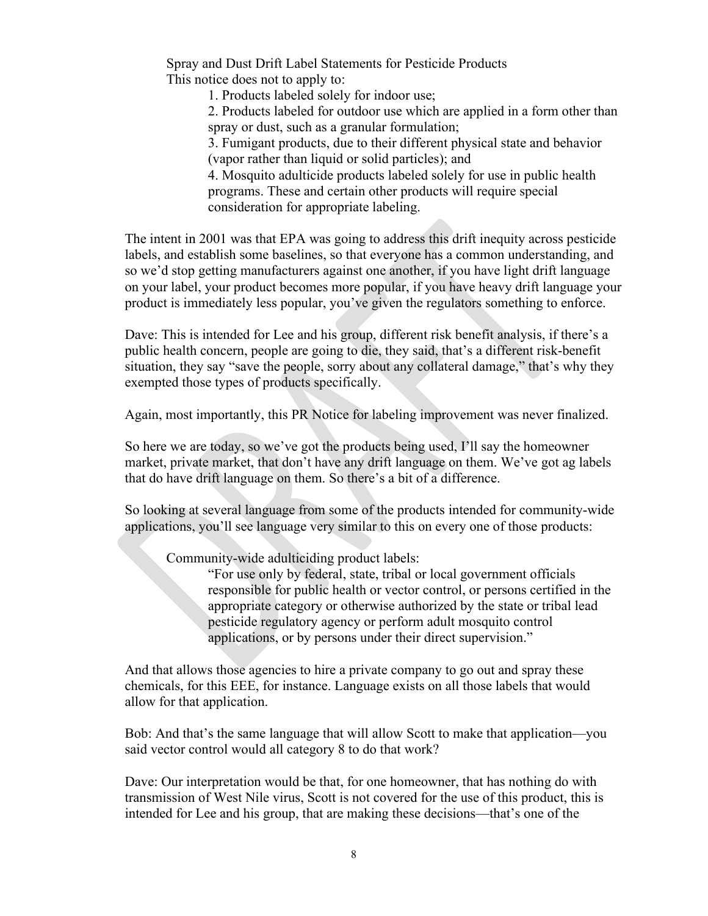Spray and Dust Drift Label Statements for Pesticide Products
This notice does not to apply to:

1. Products labeled solely for indoor use;
2. Products labeled for outdoor use which are applied in a form other than spray or dust, such as a granular formulation;
3. Fumigant products, due to their different physical state and behavior (vapor rather than liquid or solid particles); and
4. Mosquito adulticide products labeled solely for use in public health programs. These and certain other products will require special consideration for appropriate labeling.

The intent in 2001 was that EPA was going to address this drift inequity across pesticide labels, and establish some baselines, so that everyone has a common understanding, and so we'd stop getting manufacturers against one another, if you have light drift language on your label, your product becomes more popular, if you have heavy drift language your product is immediately less popular, you've given the regulators something to enforce.

Dave: This is intended for Lee and his group, different risk benefit analysis, if there's a public health concern, people are going to die, they said, that's a different risk-benefit situation, they say "save the people, sorry about any collateral damage," that's why they exempted those types of products specifically.

Again, most importantly, this PR Notice for labeling improvement was never finalized.

So here we are today, so we've got the products being used, I'll say the homeowner market, private market, that don't have any drift language on them. We've got ag labels that do have drift language on them. So there's a bit of a difference.

So looking at several language from some of the products intended for community-wide applications, you'll see language very similar to this on every one of those products:

> Community-wide adulticiding product labels:
>
> "For use only by federal, state, tribal or local government officials responsible for public health or vector control, or persons certified in the appropriate category or otherwise authorized by the state or tribal lead pesticide regulatory agency or perform adult mosquito control applications, or by persons under their direct supervision."

And that allows those agencies to hire a private company to go out and spray these chemicals, for this EEE, for instance. Language exists on all those labels that would allow for that application.

Bob: And that's the same language that will allow Scott to make that application—you said vector control would all category 8 to do that work?

Dave: Our interpretation would be that, for one homeowner, that has nothing do with transmission of West Nile virus, Scott is not covered for the use of this product, this is intended for Lee and his group, that are making these decisions—that's one of the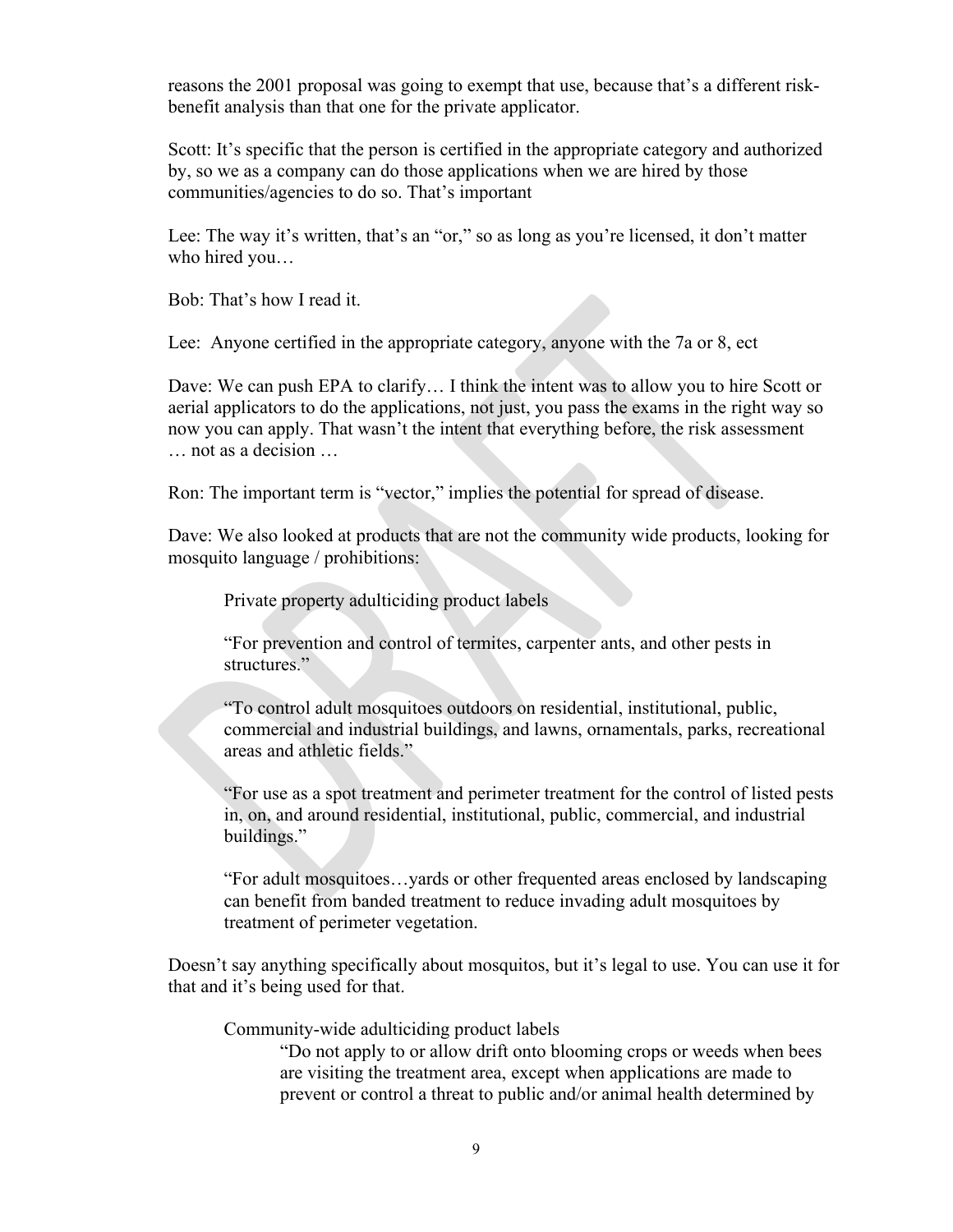reasons the 2001 proposal was going to exempt that use, because that's a different risk-benefit analysis than that one for the private applicator.

Scott: It's specific that the person is certified in the appropriate category and authorized by, so we as a company can do those applications when we are hired by those communities/agencies to do so. That's important

Lee: The way it's written, that's an "or," so as long as you're licensed, it don't matter who hired you…

Bob: That's how I read it.

Lee: Anyone certified in the appropriate category, anyone with the 7a or 8, ect

Dave: We can push EPA to clarify… I think the intent was to allow you to hire Scott or aerial applicators to do the applications, not just, you pass the exams in the right way so now you can apply. That wasn't the intent that everything before, the risk assessment … not as a decision …

Ron: The important term is "vector," implies the potential for spread of disease.

Dave: We also looked at products that are not the community wide products, looking for mosquito language / prohibitions:

> Private property adulticiding product labels
>
> "For prevention and control of termites, carpenter ants, and other pests in structures."
>
> "To control adult mosquitoes outdoors on residential, institutional, public, commercial and industrial buildings, and lawns, ornamentals, parks, recreational areas and athletic fields."
>
> "For use as a spot treatment and perimeter treatment for the control of listed pests in, on, and around residential, institutional, public, commercial, and industrial buildings."
>
> "For adult mosquitoes…yards or other frequented areas enclosed by landscaping can benefit from banded treatment to reduce invading adult mosquitoes by treatment of perimeter vegetation.

Doesn't say anything specifically about mosquitos, but it's legal to use. You can use it for that and it's being used for that.

> Community-wide adulticiding product labels
>
> > "Do not apply to or allow drift onto blooming crops or weeds when bees are visiting the treatment area, except when applications are made to prevent or control a threat to public and/or animal health determined by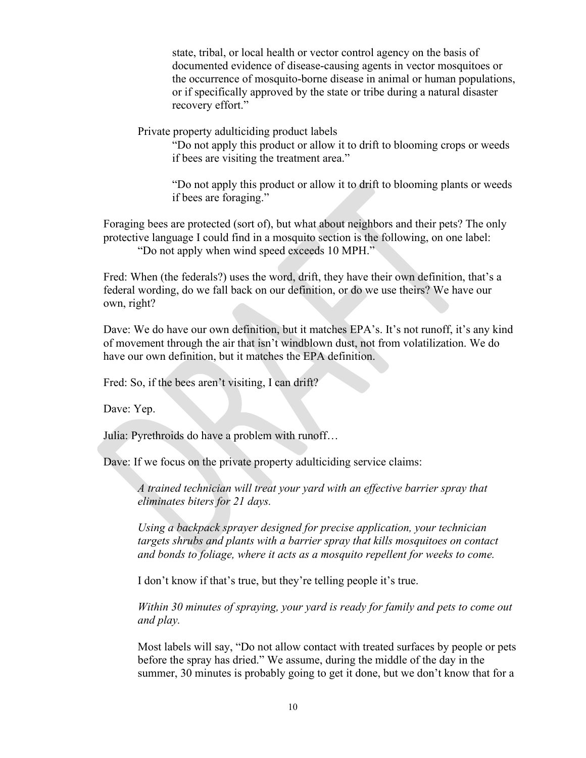state, tribal, or local health or vector control agency on the basis of documented evidence of disease-causing agents in vector mosquitoes or the occurrence of mosquito-borne disease in animal or human populations, or if specifically approved by the state or tribe during a natural disaster recovery effort."

Private property adulticiding product labels

"Do not apply this product or allow it to drift to blooming crops or weeds if bees are visiting the treatment area."

"Do not apply this product or allow it to drift to blooming plants or weeds if bees are foraging."

Foraging bees are protected (sort of), but what about neighbors and their pets? The only protective language I could find in a mosquito section is the following, on one label:

"Do not apply when wind speed exceeds 10 MPH."

Fred: When (the federals?) uses the word, drift, they have their own definition, that's a federal wording, do we fall back on our definition, or do we use theirs? We have our own, right?

Dave: We do have our own definition, but it matches EPA's. It's not runoff, it's any kind of movement through the air that isn't windblown dust, not from volatilization. We do have our own definition, but it matches the EPA definition.

Fred: So, if the bees aren't visiting, I can drift?

Dave: Yep.

Julia: Pyrethroids do have a problem with runoff…

Dave: If we focus on the private property adulticiding service claims:

*A trained technician will treat your yard with an effective barrier spray that eliminates biters for 21 days.*

*Using a backpack sprayer designed for precise application, your technician targets shrubs and plants with a barrier spray that kills mosquitoes on contact and bonds to foliage, where it acts as a mosquito repellent for weeks to come.*

I don't know if that's true, but they're telling people it's true.

*Within 30 minutes of spraying, your yard is ready for family and pets to come out and play.*

Most labels will say, "Do not allow contact with treated surfaces by people or pets before the spray has dried." We assume, during the middle of the day in the summer, 30 minutes is probably going to get it done, but we don't know that for a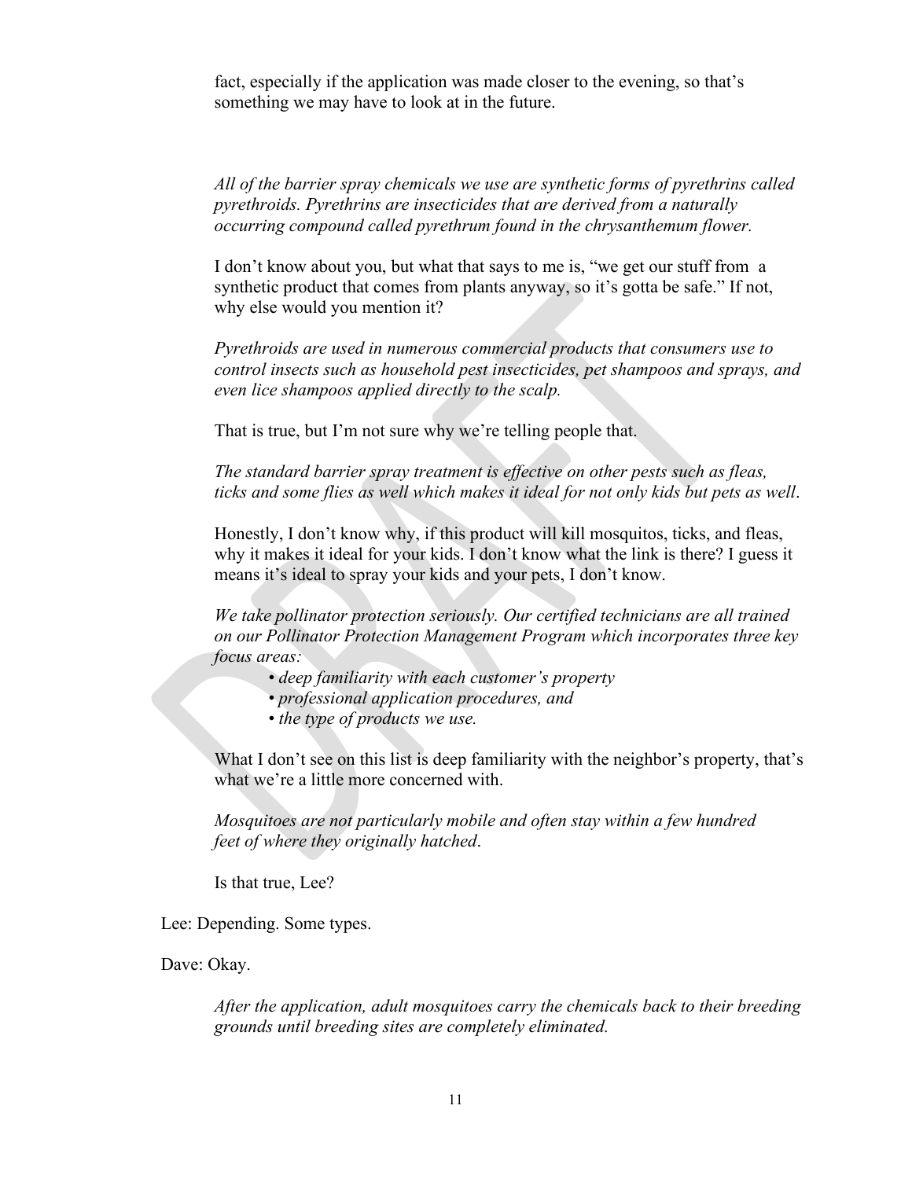fact, especially if the application was made closer to the evening, so that's something we may have to look at in the future.

*All of the barrier spray chemicals we use are synthetic forms of pyrethrins called pyrethroids. Pyrethrins are insecticides that are derived from a naturally occurring compound called pyrethrum found in the chrysanthemum flower.*

I don't know about you, but what that says to me is, "we get our stuff from a synthetic product that comes from plants anyway, so it's gotta be safe." If not, why else would you mention it?

*Pyrethroids are used in numerous commercial products that consumers use to control insects such as household pest insecticides, pet shampoos and sprays, and even lice shampoos applied directly to the scalp.*

That is true, but I'm not sure why we're telling people that.

*The standard barrier spray treatment is effective on other pests such as fleas, ticks and some flies as well which makes it ideal for not only kids but pets as well.*

Honestly, I don't know why, if this product will kill mosquitos, ticks, and fleas, why it makes it ideal for your kids. I don't know what the link is there? I guess it means it's ideal to spray your kids and your pets, I don't know.

*We take pollinator protection seriously. Our certified technicians are all trained on our Pollinator Protection Management Program which incorporates three key focus areas:*

- *deep familiarity with each customer's property*
- *professional application procedures, and*
- *the type of products we use.*

What I don't see on this list is deep familiarity with the neighbor's property, that's what we're a little more concerned with.

*Mosquitoes are not particularly mobile and often stay within a few hundred feet of where they originally hatched.*

Is that true, Lee?

Lee: Depending. Some types.

Dave: Okay.

*After the application, adult mosquitoes carry the chemicals back to their breeding grounds until breeding sites are completely eliminated.*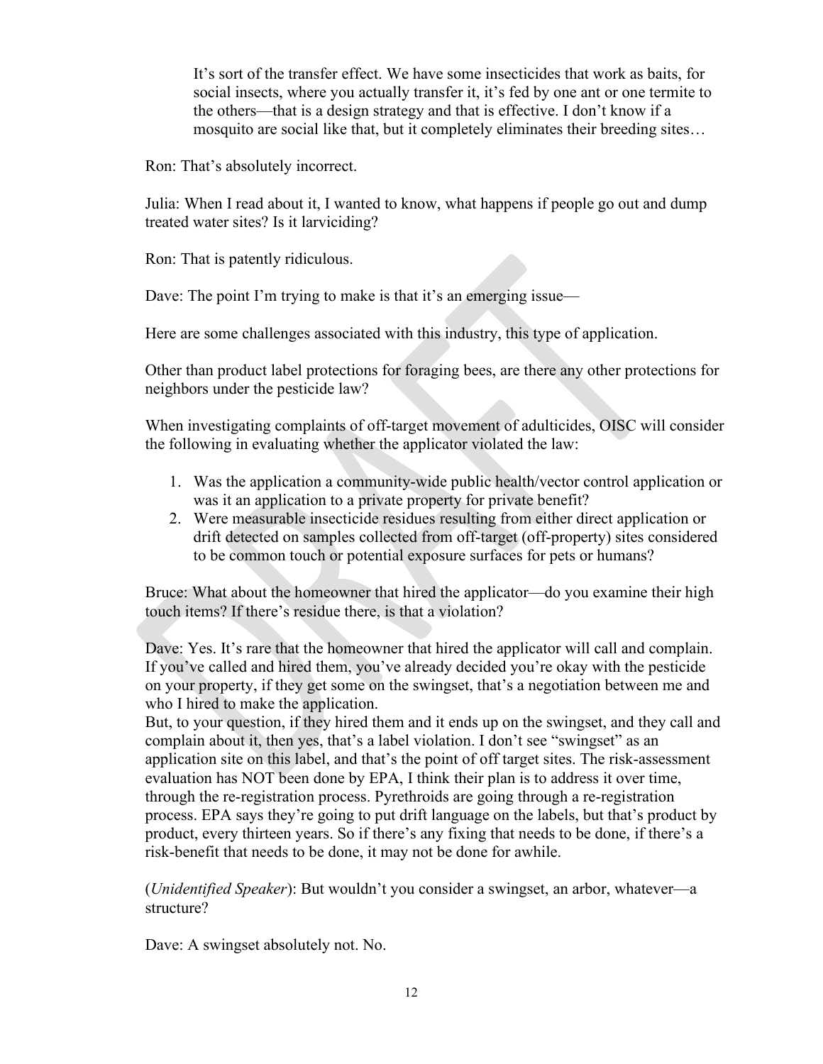It’s sort of the transfer effect. We have some insecticides that work as baits, for social insects, where you actually transfer it, it’s fed by one ant or one termite to the others—that is a design strategy and that is effective. I don’t know if a mosquito are social like that, but it completely eliminates their breeding sites…

Ron: That’s absolutely incorrect.

Julia: When I read about it, I wanted to know, what happens if people go out and dump treated water sites? Is it larviciding?

Ron: That is patently ridiculous.

Dave: The point I’m trying to make is that it’s an emerging issue—

Here are some challenges associated with this industry, this type of application.

Other than product label protections for foraging bees, are there any other protections for neighbors under the pesticide law?

When investigating complaints of off-target movement of adulticides, OISC will consider the following in evaluating whether the applicator violated the law:

1. Was the application a community-wide public health/vector control application or was it an application to a private property for private benefit?
2. Were measurable insecticide residues resulting from either direct application or drift detected on samples collected from off-target (off-property) sites considered to be common touch or potential exposure surfaces for pets or humans?

Bruce: What about the homeowner that hired the applicator—do you examine their high touch items? If there’s residue there, is that a violation?

Dave: Yes. It’s rare that the homeowner that hired the applicator will call and complain. If you’ve called and hired them, you’ve already decided you’re okay with the pesticide on your property, if they get some on the swingset, that’s a negotiation between me and who I hired to make the application.
But, to your question, if they hired them and it ends up on the swingset, and they call and complain about it, then yes, that’s a label violation. I don’t see “swingset” as an application site on this label, and that’s the point of off target sites. The risk-assessment evaluation has NOT been done by EPA, I think their plan is to address it over time, through the re-registration process. Pyrethroids are going through a re-registration process. EPA says they’re going to put drift language on the labels, but that’s product by product, every thirteen years. So if there’s any fixing that needs to be done, if there’s a risk-benefit that needs to be done, it may not be done for awhile.

(*Unidentified Speaker*): But wouldn’t you consider a swingset, an arbor, whatever—a structure?

Dave: A swingset absolutely not. No.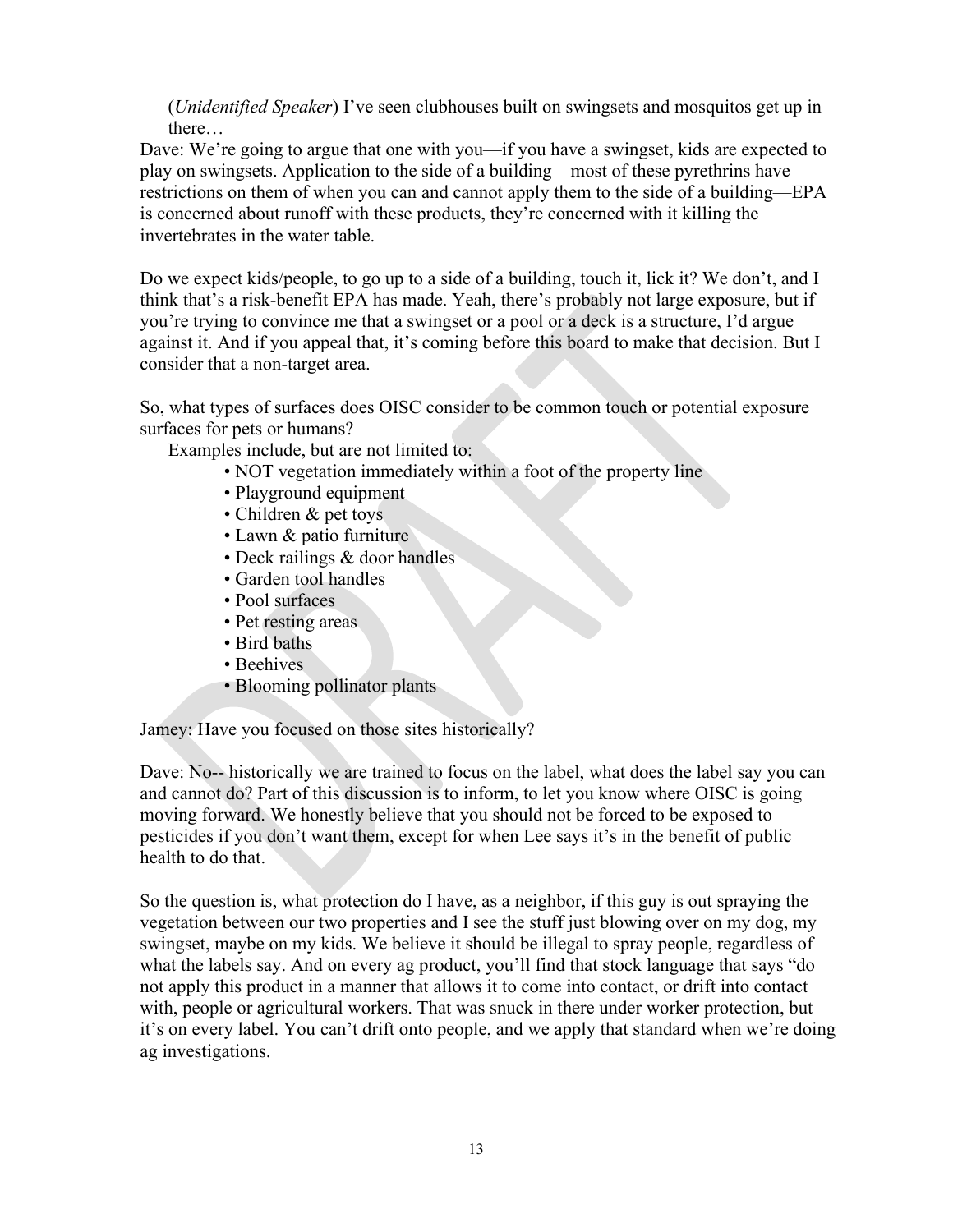(*Unidentified Speaker*) I've seen clubhouses built on swingsets and mosquitos get up in there…

Dave: We're going to argue that one with you—if you have a swingset, kids are expected to play on swingsets. Application to the side of a building—most of these pyrethrins have restrictions on them of when you can and cannot apply them to the side of a building—EPA is concerned about runoff with these products, they're concerned with it killing the invertebrates in the water table.

Do we expect kids/people, to go up to a side of a building, touch it, lick it? We don't, and I think that's a risk-benefit EPA has made. Yeah, there's probably not large exposure, but if you're trying to convince me that a swingset or a pool or a deck is a structure, I'd argue against it. And if you appeal that, it's coming before this board to make that decision. But I consider that a non-target area.

So, what types of surfaces does OISC consider to be common touch or potential exposure surfaces for pets or humans?

Examples include, but are not limited to:

- NOT vegetation immediately within a foot of the property line
- Playground equipment
- Children & pet toys
- Lawn & patio furniture
- Deck railings & door handles
- Garden tool handles
- Pool surfaces
- Pet resting areas
- Bird baths
- Beehives
- Blooming pollinator plants

Jamey: Have you focused on those sites historically?

Dave: No-- historically we are trained to focus on the label, what does the label say you can and cannot do? Part of this discussion is to inform, to let you know where OISC is going moving forward. We honestly believe that you should not be forced to be exposed to pesticides if you don't want them, except for when Lee says it's in the benefit of public health to do that.

So the question is, what protection do I have, as a neighbor, if this guy is out spraying the vegetation between our two properties and I see the stuff just blowing over on my dog, my swingset, maybe on my kids. We believe it should be illegal to spray people, regardless of what the labels say. And on every ag product, you'll find that stock language that says "do not apply this product in a manner that allows it to come into contact, or drift into contact with, people or agricultural workers. That was snuck in there under worker protection, but it's on every label. You can't drift onto people, and we apply that standard when we're doing ag investigations.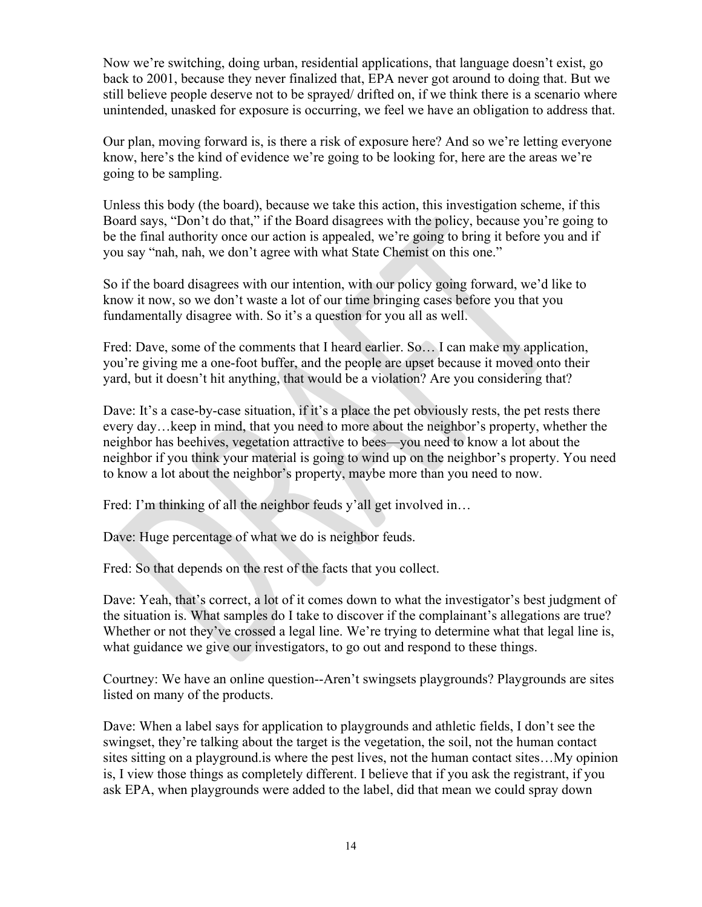Now we're switching, doing urban, residential applications, that language doesn't exist, go back to 2001, because they never finalized that, EPA never got around to doing that. But we still believe people deserve not to be sprayed/ drifted on, if we think there is a scenario where unintended, unasked for exposure is occurring, we feel we have an obligation to address that.

Our plan, moving forward is, is there a risk of exposure here? And so we're letting everyone know, here's the kind of evidence we're going to be looking for, here are the areas we're going to be sampling.

Unless this body (the board), because we take this action, this investigation scheme, if this Board says, "Don't do that," if the Board disagrees with the policy, because you're going to be the final authority once our action is appealed, we're going to bring it before you and if you say "nah, nah, we don't agree with what State Chemist on this one."

So if the board disagrees with our intention, with our policy going forward, we'd like to know it now, so we don't waste a lot of our time bringing cases before you that you fundamentally disagree with. So it's a question for you all as well.

Fred: Dave, some of the comments that I heard earlier. So… I can make my application, you're giving me a one-foot buffer, and the people are upset because it moved onto their yard, but it doesn't hit anything, that would be a violation? Are you considering that?

Dave: It's a case-by-case situation, if it's a place the pet obviously rests, the pet rests there every day…keep in mind, that you need to more about the neighbor's property, whether the neighbor has beehives, vegetation attractive to bees—you need to know a lot about the neighbor if you think your material is going to wind up on the neighbor's property. You need to know a lot about the neighbor's property, maybe more than you need to now.

Fred: I'm thinking of all the neighbor feuds y'all get involved in…

Dave: Huge percentage of what we do is neighbor feuds.

Fred: So that depends on the rest of the facts that you collect.

Dave: Yeah, that's correct, a lot of it comes down to what the investigator's best judgment of the situation is. What samples do I take to discover if the complainant's allegations are true? Whether or not they've crossed a legal line. We're trying to determine what that legal line is, what guidance we give our investigators, to go out and respond to these things.

Courtney: We have an online question--Aren't swingsets playgrounds? Playgrounds are sites listed on many of the products.

Dave: When a label says for application to playgrounds and athletic fields, I don't see the swingset, they're talking about the target is the vegetation, the soil, not the human contact sites sitting on a playground.is where the pest lives, not the human contact sites…My opinion is, I view those things as completely different. I believe that if you ask the registrant, if you ask EPA, when playgrounds were added to the label, did that mean we could spray down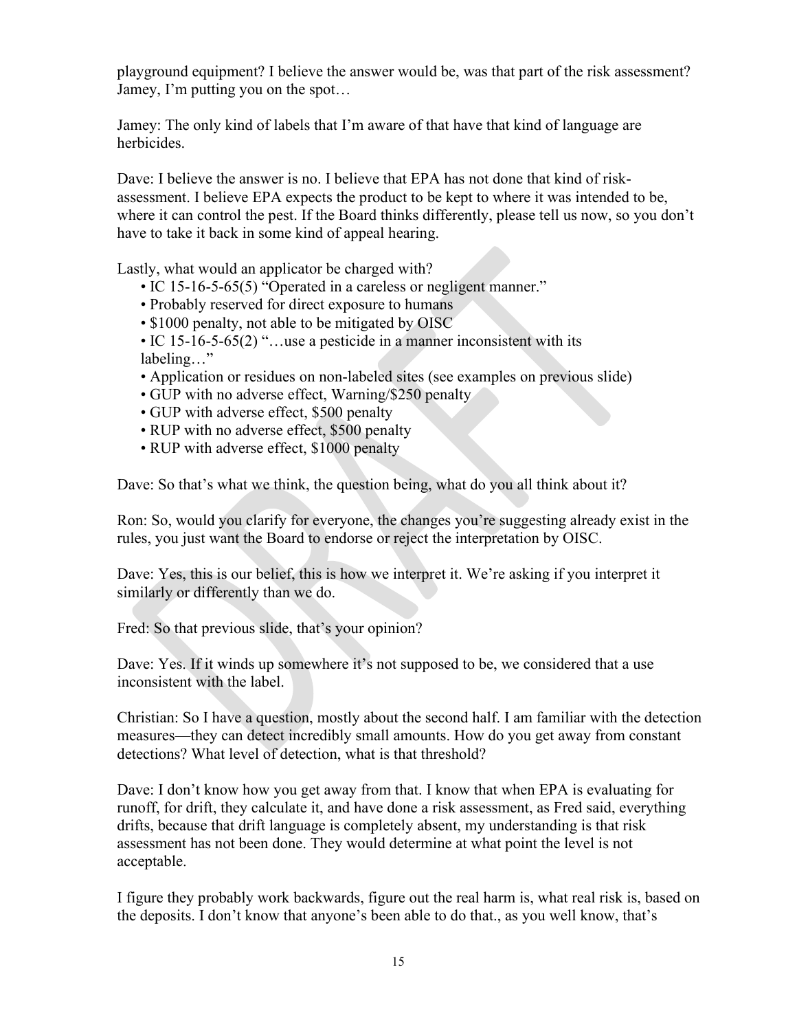playground equipment? I believe the answer would be, was that part of the risk assessment? Jamey, I'm putting you on the spot…

Jamey: The only kind of labels that I'm aware of that have that kind of language are herbicides.

Dave: I believe the answer is no. I believe that EPA has not done that kind of risk-assessment. I believe EPA expects the product to be kept to where it was intended to be, where it can control the pest. If the Board thinks differently, please tell us now, so you don't have to take it back in some kind of appeal hearing.

Lastly, what would an applicator be charged with?

- IC 15-16-5-65(5) "Operated in a careless or negligent manner."
- Probably reserved for direct exposure to humans
- $1000 penalty, not able to be mitigated by OISC
- IC 15-16-5-65(2) "…use a pesticide in a manner inconsistent with its labeling…"
- Application or residues on non-labeled sites (see examples on previous slide)
- GUP with no adverse effect, Warning/$250 penalty
- GUP with adverse effect, $500 penalty
- RUP with no adverse effect, $500 penalty
- RUP with adverse effect, $1000 penalty

Dave: So that's what we think, the question being, what do you all think about it?

Ron: So, would you clarify for everyone, the changes you're suggesting already exist in the rules, you just want the Board to endorse or reject the interpretation by OISC.

Dave: Yes, this is our belief, this is how we interpret it. We're asking if you interpret it similarly or differently than we do.

Fred: So that previous slide, that's your opinion?

Dave: Yes. If it winds up somewhere it's not supposed to be, we considered that a use inconsistent with the label.

Christian: So I have a question, mostly about the second half. I am familiar with the detection measures—they can detect incredibly small amounts. How do you get away from constant detections? What level of detection, what is that threshold?

Dave: I don't know how you get away from that. I know that when EPA is evaluating for runoff, for drift, they calculate it, and have done a risk assessment, as Fred said, everything drifts, because that drift language is completely absent, my understanding is that risk assessment has not been done. They would determine at what point the level is not acceptable.

I figure they probably work backwards, figure out the real harm is, what real risk is, based on the deposits. I don't know that anyone's been able to do that., as you well know, that's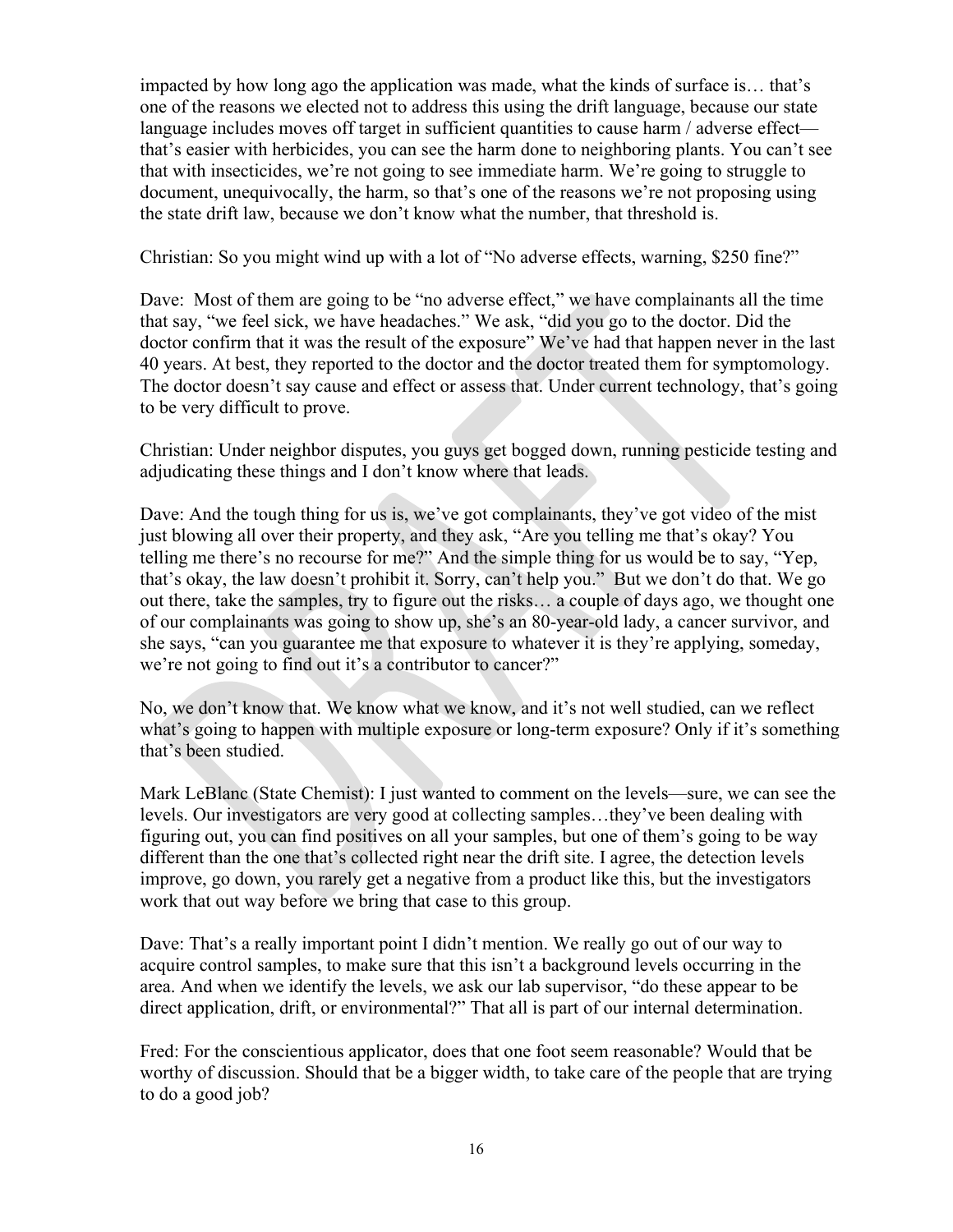impacted by how long ago the application was made, what the kinds of surface is… that's one of the reasons we elected not to address this using the drift language, because our state language includes moves off target in sufficient quantities to cause harm / adverse effect—that's easier with herbicides, you can see the harm done to neighboring plants. You can't see that with insecticides, we're not going to see immediate harm. We're going to struggle to document, unequivocally, the harm, so that's one of the reasons we're not proposing using the state drift law, because we don't know what the number, that threshold is.

Christian: So you might wind up with a lot of "No adverse effects, warning, $250 fine?"

Dave: Most of them are going to be "no adverse effect," we have complainants all the time that say, "we feel sick, we have headaches." We ask, "did you go to the doctor. Did the doctor confirm that it was the result of the exposure" We've had that happen never in the last 40 years. At best, they reported to the doctor and the doctor treated them for symptomology. The doctor doesn't say cause and effect or assess that. Under current technology, that's going to be very difficult to prove.

Christian: Under neighbor disputes, you guys get bogged down, running pesticide testing and adjudicating these things and I don't know where that leads.

Dave: And the tough thing for us is, we've got complainants, they've got video of the mist just blowing all over their property, and they ask, "Are you telling me that's okay? You telling me there's no recourse for me?" And the simple thing for us would be to say, "Yep, that's okay, the law doesn't prohibit it. Sorry, can't help you." But we don't do that. We go out there, take the samples, try to figure out the risks… a couple of days ago, we thought one of our complainants was going to show up, she's an 80-year-old lady, a cancer survivor, and she says, "can you guarantee me that exposure to whatever it is they're applying, someday, we're not going to find out it's a contributor to cancer?"

No, we don't know that. We know what we know, and it's not well studied, can we reflect what's going to happen with multiple exposure or long-term exposure? Only if it's something that's been studied.

Mark LeBlanc (State Chemist): I just wanted to comment on the levels—sure, we can see the levels. Our investigators are very good at collecting samples…they've been dealing with figuring out, you can find positives on all your samples, but one of them's going to be way different than the one that's collected right near the drift site. I agree, the detection levels improve, go down, you rarely get a negative from a product like this, but the investigators work that out way before we bring that case to this group.

Dave: That's a really important point I didn't mention. We really go out of our way to acquire control samples, to make sure that this isn't a background levels occurring in the area. And when we identify the levels, we ask our lab supervisor, "do these appear to be direct application, drift, or environmental?" That all is part of our internal determination.

Fred: For the conscientious applicator, does that one foot seem reasonable? Would that be worthy of discussion. Should that be a bigger width, to take care of the people that are trying to do a good job?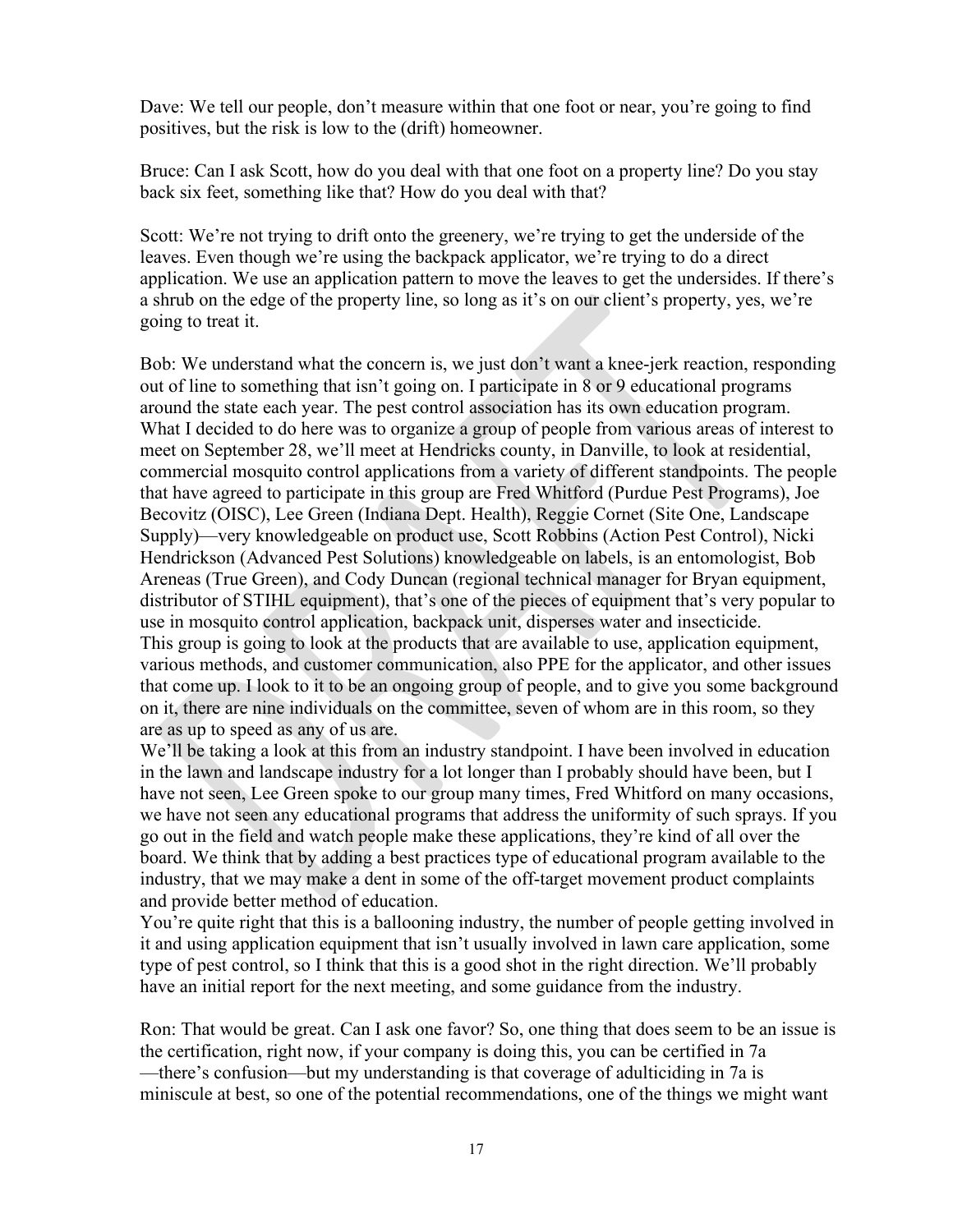Dave: We tell our people, don't measure within that one foot or near, you're going to find positives, but the risk is low to the (drift) homeowner.

Bruce: Can I ask Scott, how do you deal with that one foot on a property line? Do you stay back six feet, something like that? How do you deal with that?

Scott: We're not trying to drift onto the greenery, we're trying to get the underside of the leaves. Even though we're using the backpack applicator, we're trying to do a direct application. We use an application pattern to move the leaves to get the undersides. If there's a shrub on the edge of the property line, so long as it's on our client's property, yes, we're going to treat it.

Bob: We understand what the concern is, we just don't want a knee-jerk reaction, responding out of line to something that isn't going on. I participate in 8 or 9 educational programs around the state each year. The pest control association has its own education program. What I decided to do here was to organize a group of people from various areas of interest to meet on September 28, we'll meet at Hendricks county, in Danville, to look at residential, commercial mosquito control applications from a variety of different standpoints. The people that have agreed to participate in this group are Fred Whitford (Purdue Pest Programs), Joe Becovitz (OISC), Lee Green (Indiana Dept. Health), Reggie Cornet (Site One, Landscape Supply)—very knowledgeable on product use, Scott Robbins (Action Pest Control), Nicki Hendrickson (Advanced Pest Solutions) knowledgeable on labels, is an entomologist, Bob Areneas (True Green), and Cody Duncan (regional technical manager for Bryan equipment, distributor of STIHL equipment), that's one of the pieces of equipment that's very popular to use in mosquito control application, backpack unit, disperses water and insecticide.
This group is going to look at the products that are available to use, application equipment, various methods, and customer communication, also PPE for the applicator, and other issues that come up. I look to it to be an ongoing group of people, and to give you some background on it, there are nine individuals on the committee, seven of whom are in this room, so they are as up to speed as any of us are.
We'll be taking a look at this from an industry standpoint. I have been involved in education in the lawn and landscape industry for a lot longer than I probably should have been, but I have not seen, Lee Green spoke to our group many times, Fred Whitford on many occasions, we have not seen any educational programs that address the uniformity of such sprays. If you go out in the field and watch people make these applications, they're kind of all over the board. We think that by adding a best practices type of educational program available to the industry, that we may make a dent in some of the off-target movement product complaints and provide better method of education.
You're quite right that this is a ballooning industry, the number of people getting involved in it and using application equipment that isn't usually involved in lawn care application, some type of pest control, so I think that this is a good shot in the right direction. We'll probably have an initial report for the next meeting, and some guidance from the industry.

Ron: That would be great. Can I ask one favor? So, one thing that does seem to be an issue is the certification, right now, if your company is doing this, you can be certified in 7a —there's confusion—but my understanding is that coverage of adulticiding in 7a is miniscule at best, so one of the potential recommendations, one of the things we might want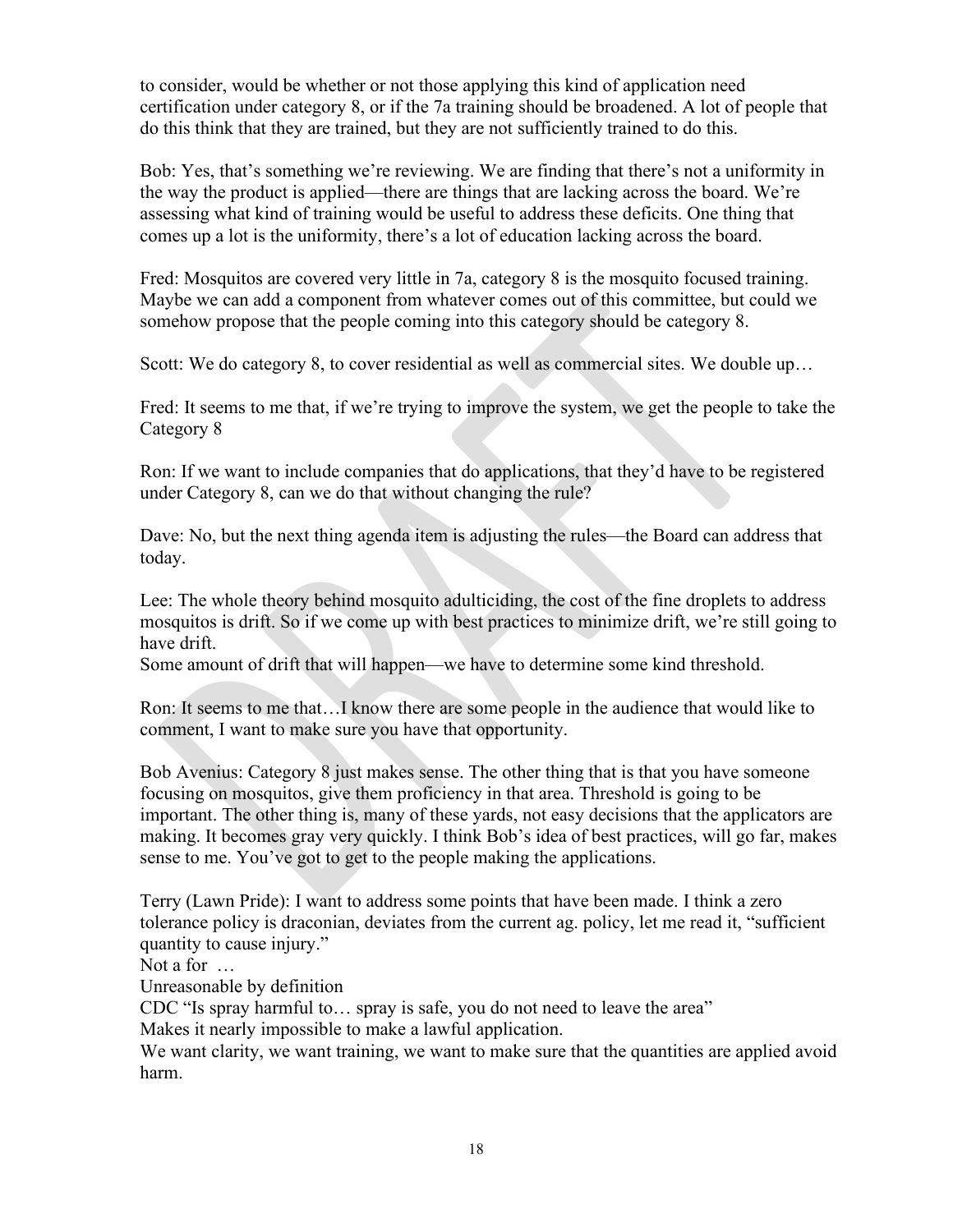to consider, would be whether or not those applying this kind of application need certification under category 8, or if the 7a training should be broadened. A lot of people that do this think that they are trained, but they are not sufficiently trained to do this.

Bob: Yes, that's something we're reviewing. We are finding that there's not a uniformity in the way the product is applied—there are things that are lacking across the board. We're assessing what kind of training would be useful to address these deficits. One thing that comes up a lot is the uniformity, there's a lot of education lacking across the board.

Fred: Mosquitos are covered very little in 7a, category 8 is the mosquito focused training. Maybe we can add a component from whatever comes out of this committee, but could we somehow propose that the people coming into this category should be category 8.

Scott: We do category 8, to cover residential as well as commercial sites. We double up…

Fred: It seems to me that, if we're trying to improve the system, we get the people to take the Category 8

Ron: If we want to include companies that do applications, that they'd have to be registered under Category 8, can we do that without changing the rule?

Dave: No, but the next thing agenda item is adjusting the rules—the Board can address that today.

Lee: The whole theory behind mosquito adulticiding, the cost of the fine droplets to address mosquitos is drift. So if we come up with best practices to minimize drift, we're still going to have drift.

Some amount of drift that will happen—we have to determine some kind threshold.

Ron: It seems to me that…I know there are some people in the audience that would like to comment, I want to make sure you have that opportunity.

Bob Avenius: Category 8 just makes sense. The other thing that is that you have someone focusing on mosquitos, give them proficiency in that area. Threshold is going to be important. The other thing is, many of these yards, not easy decisions that the applicators are making. It becomes gray very quickly. I think Bob's idea of best practices, will go far, makes sense to me. You've got to get to the people making the applications.

Terry (Lawn Pride): I want to address some points that have been made. I think a zero tolerance policy is draconian, deviates from the current ag. policy, let me read it, "sufficient quantity to cause injury."

Not a for …

Unreasonable by definition

CDC "Is spray harmful to… spray is safe, you do not need to leave the area"

Makes it nearly impossible to make a lawful application.

We want clarity, we want training, we want to make sure that the quantities are applied avoid harm.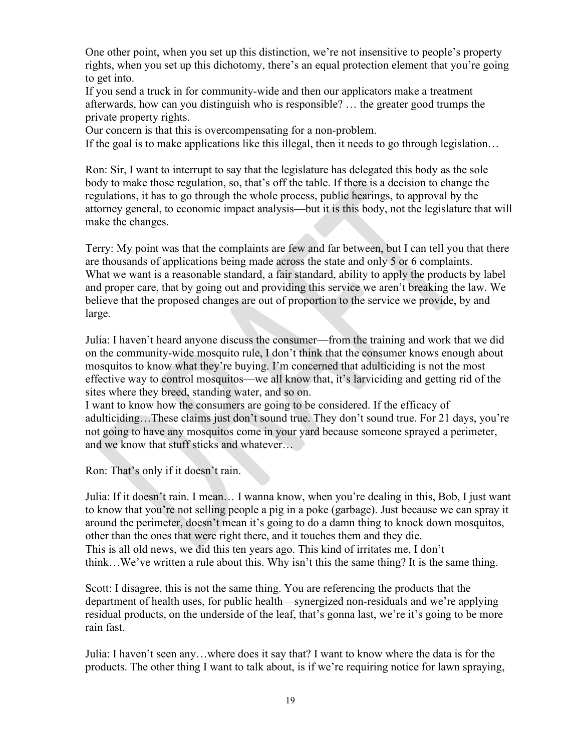One other point, when you set up this distinction, we're not insensitive to people's property rights, when you set up this dichotomy, there's an equal protection element that you're going to get into.

If you send a truck in for community-wide and then our applicators make a treatment afterwards, how can you distinguish who is responsible? … the greater good trumps the private property rights.

Our concern is that this is overcompensating for a non-problem.

If the goal is to make applications like this illegal, then it needs to go through legislation…

Ron: Sir, I want to interrupt to say that the legislature has delegated this body as the sole body to make those regulation, so, that's off the table. If there is a decision to change the regulations, it has to go through the whole process, public hearings, to approval by the attorney general, to economic impact analysis—but it is this body, not the legislature that will make the changes.

Terry: My point was that the complaints are few and far between, but I can tell you that there are thousands of applications being made across the state and only 5 or 6 complaints. What we want is a reasonable standard, a fair standard, ability to apply the products by label and proper care, that by going out and providing this service we aren't breaking the law. We believe that the proposed changes are out of proportion to the service we provide, by and large.

Julia: I haven't heard anyone discuss the consumer—from the training and work that we did on the community-wide mosquito rule, I don't think that the consumer knows enough about mosquitos to know what they're buying. I'm concerned that adulticiding is not the most effective way to control mosquitos—we all know that, it's larviciding and getting rid of the sites where they breed, standing water, and so on.

I want to know how the consumers are going to be considered. If the efficacy of adulticiding…These claims just don't sound true. They don't sound true. For 21 days, you're not going to have any mosquitos come in your yard because someone sprayed a perimeter, and we know that stuff sticks and whatever…

Ron: That's only if it doesn't rain.

Julia: If it doesn't rain. I mean… I wanna know, when you're dealing in this, Bob, I just want to know that you're not selling people a pig in a poke (garbage). Just because we can spray it around the perimeter, doesn't mean it's going to do a damn thing to knock down mosquitos, other than the ones that were right there, and it touches them and they die.

This is all old news, we did this ten years ago. This kind of irritates me, I don't think…We've written a rule about this. Why isn't this the same thing? It is the same thing.

Scott: I disagree, this is not the same thing. You are referencing the products that the department of health uses, for public health—synergized non-residuals and we're applying residual products, on the underside of the leaf, that's gonna last, we're it's going to be more rain fast.

Julia: I haven't seen any…where does it say that? I want to know where the data is for the products. The other thing I want to talk about, is if we're requiring notice for lawn spraying,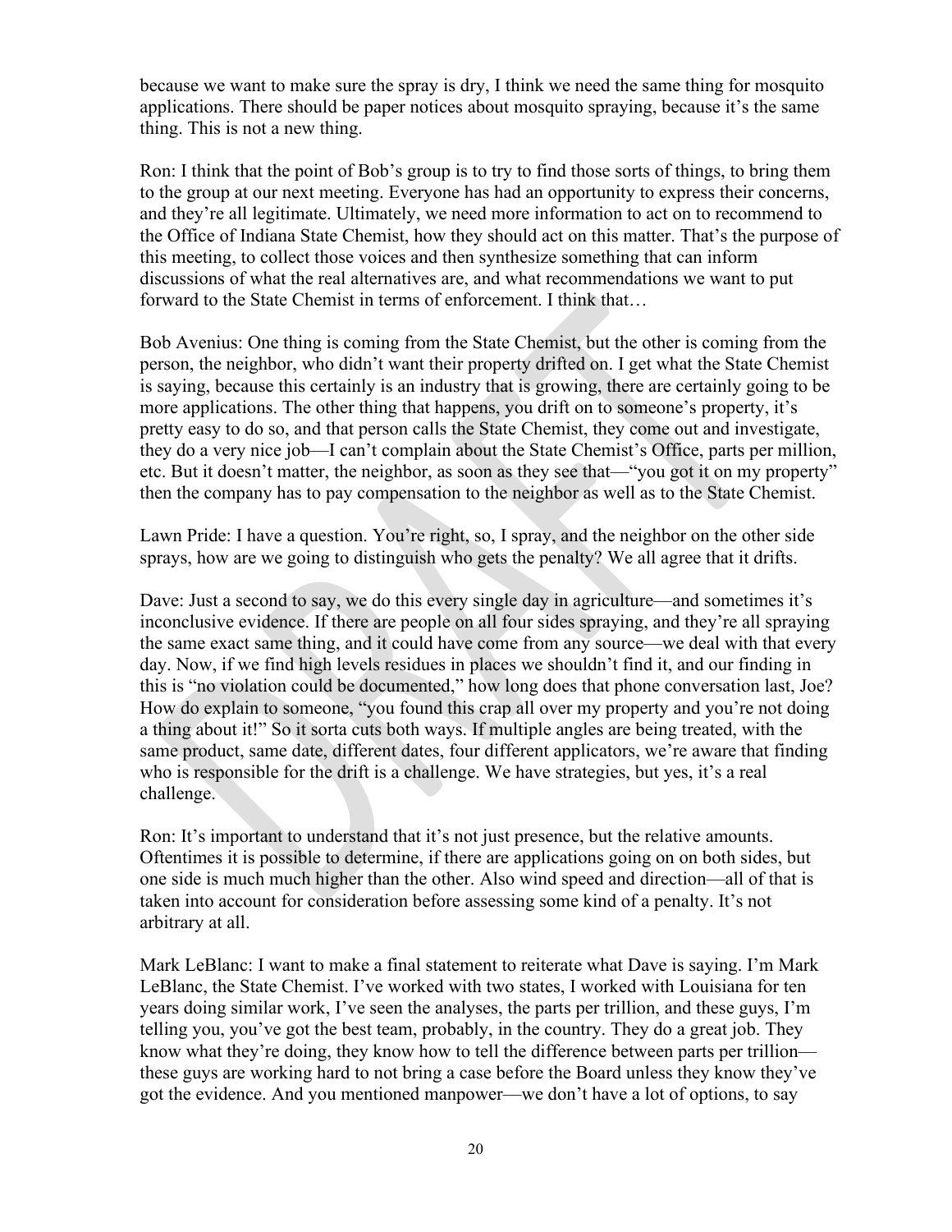because we want to make sure the spray is dry, I think we need the same thing for mosquito applications. There should be paper notices about mosquito spraying, because it's the same thing. This is not a new thing.

Ron: I think that the point of Bob's group is to try to find those sorts of things, to bring them to the group at our next meeting. Everyone has had an opportunity to express their concerns, and they're all legitimate. Ultimately, we need more information to act on to recommend to the Office of Indiana State Chemist, how they should act on this matter. That's the purpose of this meeting, to collect those voices and then synthesize something that can inform discussions of what the real alternatives are, and what recommendations we want to put forward to the State Chemist in terms of enforcement. I think that…

Bob Avenius: One thing is coming from the State Chemist, but the other is coming from the person, the neighbor, who didn't want their property drifted on. I get what the State Chemist is saying, because this certainly is an industry that is growing, there are certainly going to be more applications. The other thing that happens, you drift on to someone's property, it's pretty easy to do so, and that person calls the State Chemist, they come out and investigate, they do a very nice job—I can't complain about the State Chemist's Office, parts per million, etc. But it doesn't matter, the neighbor, as soon as they see that—"you got it on my property" then the company has to pay compensation to the neighbor as well as to the State Chemist.

Lawn Pride: I have a question. You're right, so, I spray, and the neighbor on the other side sprays, how are we going to distinguish who gets the penalty? We all agree that it drifts.

Dave: Just a second to say, we do this every single day in agriculture—and sometimes it's inconclusive evidence. If there are people on all four sides spraying, and they're all spraying the same exact same thing, and it could have come from any source—we deal with that every day. Now, if we find high levels residues in places we shouldn't find it, and our finding in this is "no violation could be documented," how long does that phone conversation last, Joe? How do explain to someone, "you found this crap all over my property and you're not doing a thing about it!" So it sorta cuts both ways. If multiple angles are being treated, with the same product, same date, different dates, four different applicators, we're aware that finding who is responsible for the drift is a challenge. We have strategies, but yes, it's a real challenge.

Ron: It's important to understand that it's not just presence, but the relative amounts. Oftentimes it is possible to determine, if there are applications going on on both sides, but one side is much much higher than the other. Also wind speed and direction—all of that is taken into account for consideration before assessing some kind of a penalty. It's not arbitrary at all.

Mark LeBlanc: I want to make a final statement to reiterate what Dave is saying. I'm Mark LeBlanc, the State Chemist. I've worked with two states, I worked with Louisiana for ten years doing similar work, I've seen the analyses, the parts per trillion, and these guys, I'm telling you, you've got the best team, probably, in the country. They do a great job. They know what they're doing, they know how to tell the difference between parts per trillion—these guys are working hard to not bring a case before the Board unless they know they've got the evidence. And you mentioned manpower—we don't have a lot of options, to say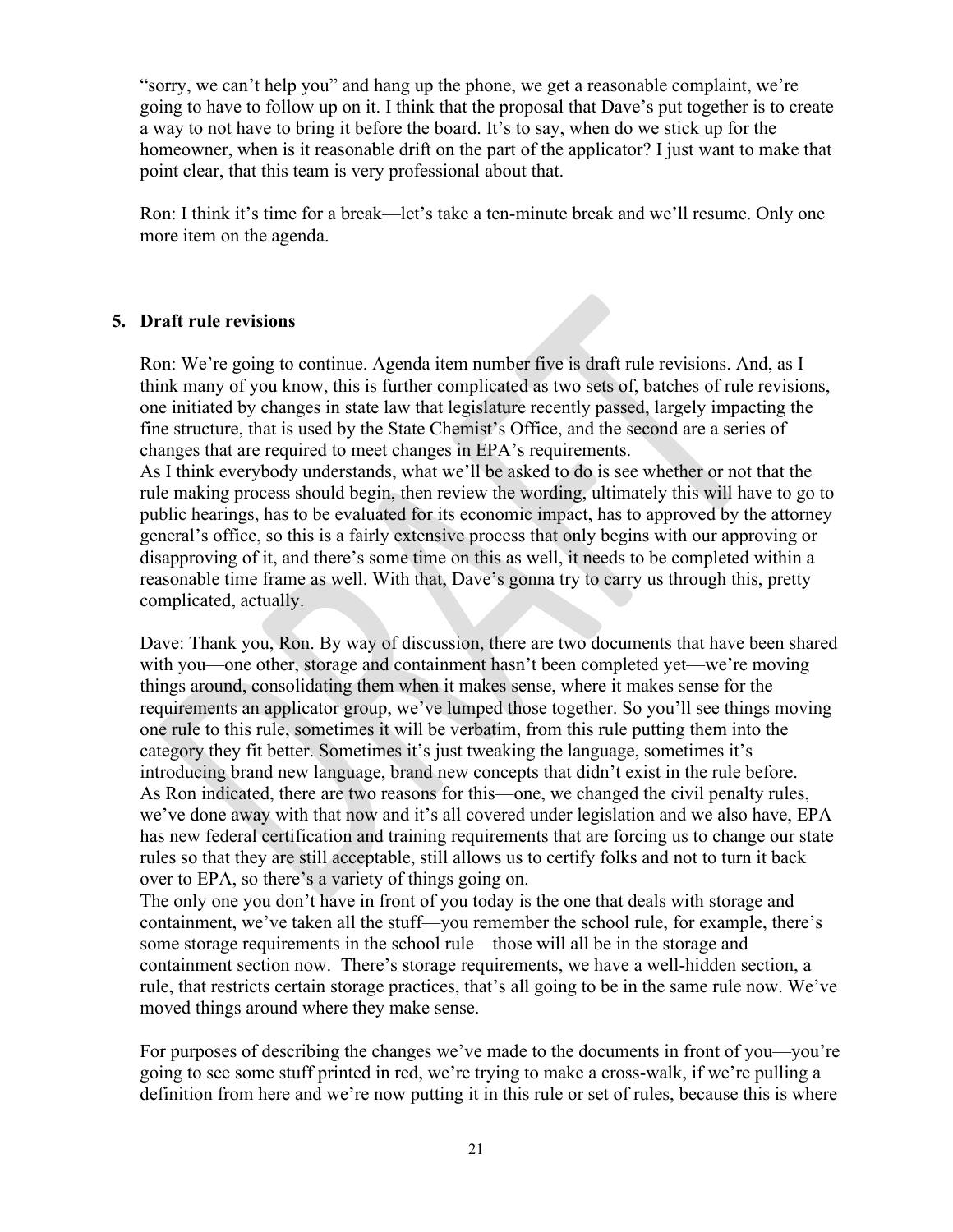"sorry, we can't help you" and hang up the phone, we get a reasonable complaint, we're going to have to follow up on it. I think that the proposal that Dave's put together is to create a way to not have to bring it before the board. It's to say, when do we stick up for the homeowner, when is it reasonable drift on the part of the applicator? I just want to make that point clear, that this team is very professional about that.

Ron: I think it's time for a break—let's take a ten-minute break and we'll resume. Only one more item on the agenda.

5. **Draft rule revisions**

Ron: We're going to continue. Agenda item number five is draft rule revisions. And, as I think many of you know, this is further complicated as two sets of, batches of rule revisions, one initiated by changes in state law that legislature recently passed, largely impacting the fine structure, that is used by the State Chemist's Office, and the second are a series of changes that are required to meet changes in EPA's requirements.
As I think everybody understands, what we'll be asked to do is see whether or not that the rule making process should begin, then review the wording, ultimately this will have to go to public hearings, has to be evaluated for its economic impact, has to approved by the attorney general's office, so this is a fairly extensive process that only begins with our approving or disapproving of it, and there's some time on this as well, it needs to be completed within a reasonable time frame as well. With that, Dave's gonna try to carry us through this, pretty complicated, actually.

Dave: Thank you, Ron. By way of discussion, there are two documents that have been shared with you—one other, storage and containment hasn't been completed yet—we're moving things around, consolidating them when it makes sense, where it makes sense for the requirements an applicator group, we've lumped those together. So you'll see things moving one rule to this rule, sometimes it will be verbatim, from this rule putting them into the category they fit better. Sometimes it's just tweaking the language, sometimes it's introducing brand new language, brand new concepts that didn't exist in the rule before.
As Ron indicated, there are two reasons for this—one, we changed the civil penalty rules, we've done away with that now and it's all covered under legislation and we also have, EPA has new federal certification and training requirements that are forcing us to change our state rules so that they are still acceptable, still allows us to certify folks and not to turn it back over to EPA, so there's a variety of things going on.
The only one you don't have in front of you today is the one that deals with storage and containment, we've taken all the stuff—you remember the school rule, for example, there's some storage requirements in the school rule—those will all be in the storage and containment section now. There's storage requirements, we have a well-hidden section, a rule, that restricts certain storage practices, that's all going to be in the same rule now. We've moved things around where they make sense.

For purposes of describing the changes we've made to the documents in front of you—you're going to see some stuff printed in red, we're trying to make a cross-walk, if we're pulling a definition from here and we're now putting it in this rule or set of rules, because this is where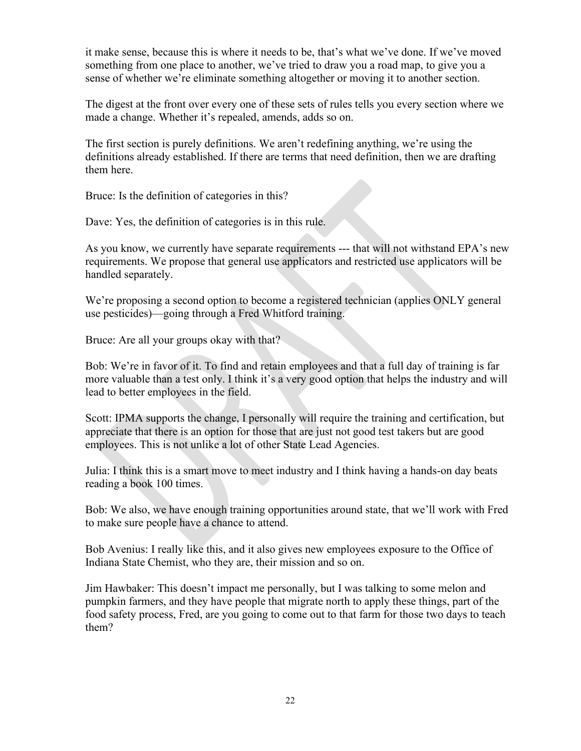it make sense, because this is where it needs to be, that's what we've done. If we've moved something from one place to another, we've tried to draw you a road map, to give you a sense of whether we're eliminate something altogether or moving it to another section.

The digest at the front over every one of these sets of rules tells you every section where we made a change. Whether it's repealed, amends, adds so on.

The first section is purely definitions. We aren't redefining anything, we're using the definitions already established. If there are terms that need definition, then we are drafting them here.

Bruce: Is the definition of categories in this?

Dave: Yes, the definition of categories is in this rule.

As you know, we currently have separate requirements --- that will not withstand EPA's new requirements. We propose that general use applicators and restricted use applicators will be handled separately.

We're proposing a second option to become a registered technician (applies ONLY general use pesticides)—going through a Fred Whitford training.

Bruce: Are all your groups okay with that?

Bob: We're in favor of it. To find and retain employees and that a full day of training is far more valuable than a test only. I think it's a very good option that helps the industry and will lead to better employees in the field.

Scott: IPMA supports the change, I personally will require the training and certification, but appreciate that there is an option for those that are just not good test takers but are good employees. This is not unlike a lot of other State Lead Agencies.

Julia: I think this is a smart move to meet industry and I think having a hands-on day beats reading a book 100 times.

Bob: We also, we have enough training opportunities around state, that we'll work with Fred to make sure people have a chance to attend.

Bob Avenius: I really like this, and it also gives new employees exposure to the Office of Indiana State Chemist, who they are, their mission and so on.

Jim Hawbaker: This doesn't impact me personally, but I was talking to some melon and pumpkin farmers, and they have people that migrate north to apply these things, part of the food safety process, Fred, are you going to come out to that farm for those two days to teach them?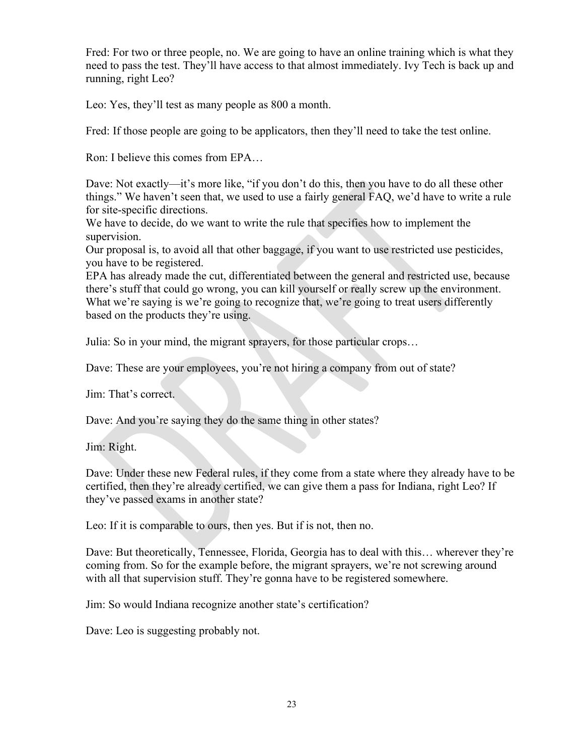Fred: For two or three people, no. We are going to have an online training which is what they need to pass the test. They'll have access to that almost immediately. Ivy Tech is back up and running, right Leo?

Leo: Yes, they'll test as many people as 800 a month.

Fred: If those people are going to be applicators, then they'll need to take the test online.

Ron: I believe this comes from EPA…

Dave: Not exactly—it's more like, "if you don't do this, then you have to do all these other things." We haven't seen that, we used to use a fairly general FAQ, we'd have to write a rule for site-specific directions.
We have to decide, do we want to write the rule that specifies how to implement the supervision.
Our proposal is, to avoid all that other baggage, if you want to use restricted use pesticides, you have to be registered.
EPA has already made the cut, differentiated between the general and restricted use, because there's stuff that could go wrong, you can kill yourself or really screw up the environment. What we're saying is we're going to recognize that, we're going to treat users differently based on the products they're using.

Julia: So in your mind, the migrant sprayers, for those particular crops…

Dave: These are your employees, you're not hiring a company from out of state?

Jim: That's correct.

Dave: And you're saying they do the same thing in other states?

Jim: Right.

Dave: Under these new Federal rules, if they come from a state where they already have to be certified, then they're already certified, we can give them a pass for Indiana, right Leo? If they've passed exams in another state?

Leo: If it is comparable to ours, then yes. But if is not, then no.

Dave: But theoretically, Tennessee, Florida, Georgia has to deal with this… wherever they're coming from. So for the example before, the migrant sprayers, we're not screwing around with all that supervision stuff. They're gonna have to be registered somewhere.

Jim: So would Indiana recognize another state's certification?

Dave: Leo is suggesting probably not.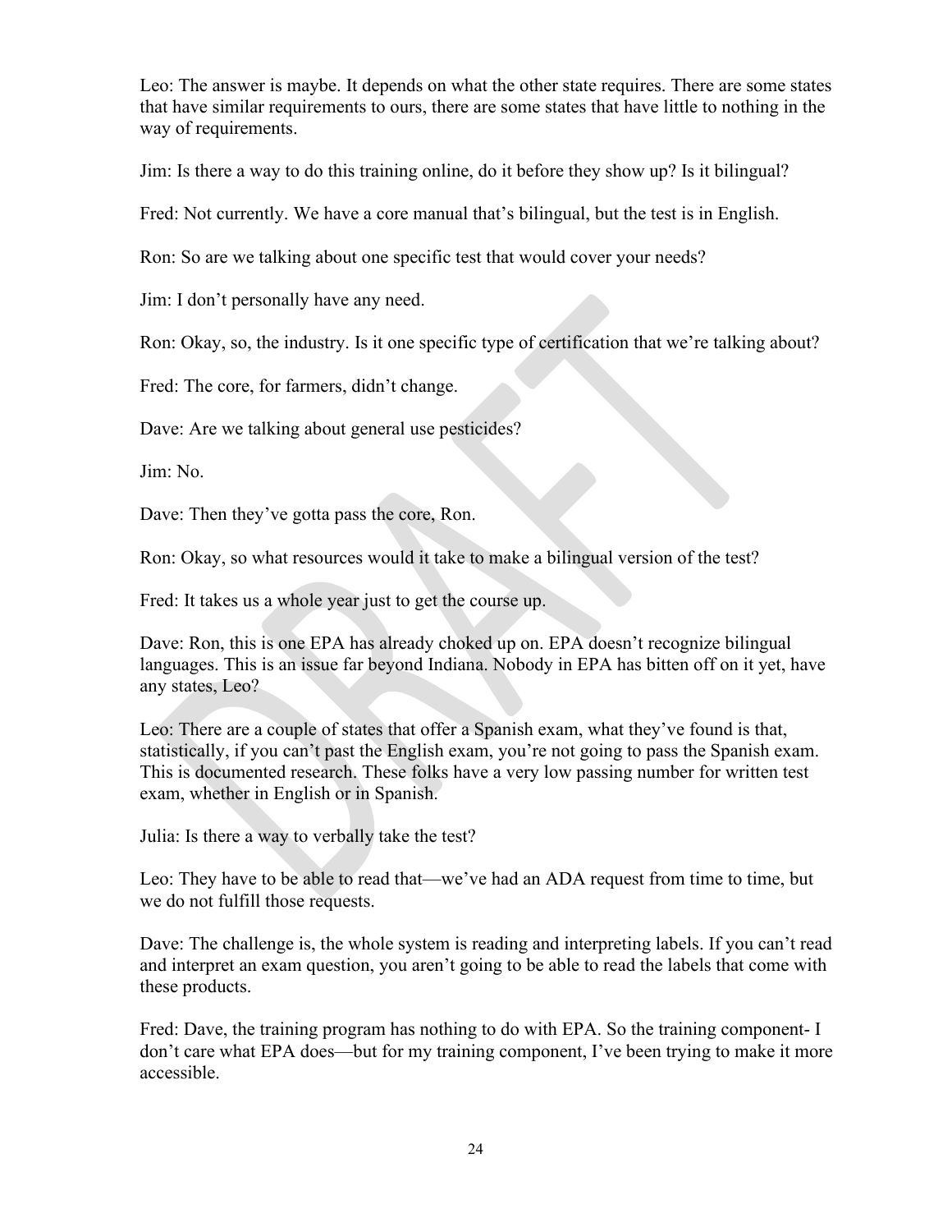Leo: The answer is maybe. It depends on what the other state requires. There are some states that have similar requirements to ours, there are some states that have little to nothing in the way of requirements.

Jim: Is there a way to do this training online, do it before they show up? Is it bilingual?

Fred: Not currently. We have a core manual that's bilingual, but the test is in English.

Ron: So are we talking about one specific test that would cover your needs?

Jim: I don't personally have any need.

Ron: Okay, so, the industry. Is it one specific type of certification that we're talking about?

Fred: The core, for farmers, didn't change.

Dave: Are we talking about general use pesticides?

Jim: No.

Dave: Then they've gotta pass the core, Ron.

Ron: Okay, so what resources would it take to make a bilingual version of the test?

Fred: It takes us a whole year just to get the course up.

Dave: Ron, this is one EPA has already choked up on. EPA doesn't recognize bilingual languages. This is an issue far beyond Indiana. Nobody in EPA has bitten off on it yet, have any states, Leo?

Leo: There are a couple of states that offer a Spanish exam, what they've found is that, statistically, if you can't past the English exam, you're not going to pass the Spanish exam. This is documented research. These folks have a very low passing number for written test exam, whether in English or in Spanish.

Julia: Is there a way to verbally take the test?

Leo: They have to be able to read that—we've had an ADA request from time to time, but we do not fulfill those requests.

Dave: The challenge is, the whole system is reading and interpreting labels. If you can't read and interpret an exam question, you aren't going to be able to read the labels that come with these products.

Fred: Dave, the training program has nothing to do with EPA. So the training component- I don't care what EPA does—but for my training component, I've been trying to make it more accessible.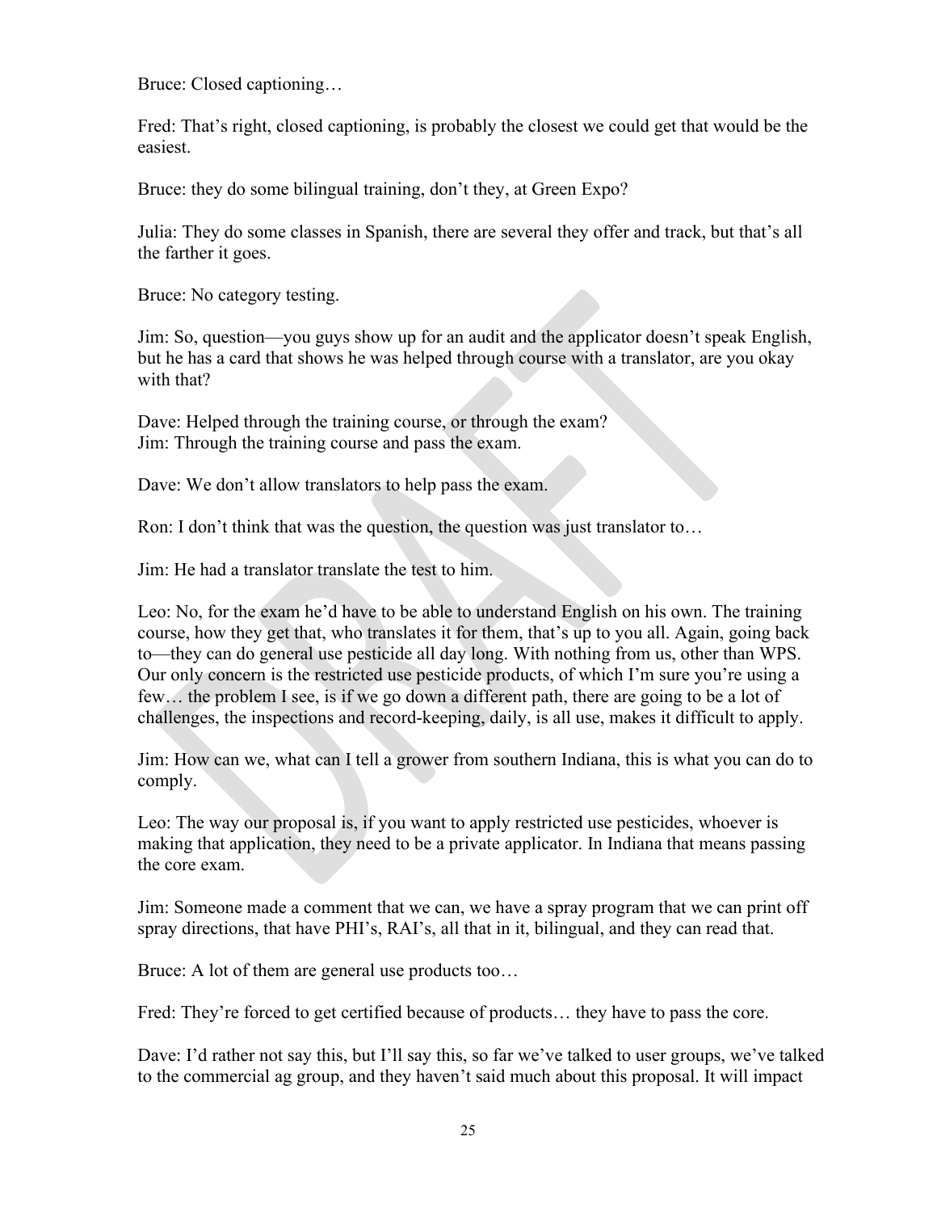Bruce: Closed captioning…

Fred: That's right, closed captioning, is probably the closest we could get that would be the easiest.

Bruce: they do some bilingual training, don't they, at Green Expo?

Julia: They do some classes in Spanish, there are several they offer and track, but that's all the farther it goes.

Bruce: No category testing.

Jim: So, question—you guys show up for an audit and the applicator doesn't speak English, but he has a card that shows he was helped through course with a translator, are you okay with that?

Dave: Helped through the training course, or through the exam?
Jim: Through the training course and pass the exam.

Dave: We don't allow translators to help pass the exam.

Ron: I don't think that was the question, the question was just translator to…

Jim: He had a translator translate the test to him.

Leo: No, for the exam he'd have to be able to understand English on his own. The training course, how they get that, who translates it for them, that's up to you all. Again, going back to—they can do general use pesticide all day long. With nothing from us, other than WPS. Our only concern is the restricted use pesticide products, of which I'm sure you're using a few… the problem I see, is if we go down a different path, there are going to be a lot of challenges, the inspections and record-keeping, daily, is all use, makes it difficult to apply.

Jim: How can we, what can I tell a grower from southern Indiana, this is what you can do to comply.

Leo: The way our proposal is, if you want to apply restricted use pesticides, whoever is making that application, they need to be a private applicator. In Indiana that means passing the core exam.

Jim: Someone made a comment that we can, we have a spray program that we can print off spray directions, that have PHI's, RAI's, all that in it, bilingual, and they can read that.

Bruce: A lot of them are general use products too…

Fred: They're forced to get certified because of products… they have to pass the core.

Dave: I'd rather not say this, but I'll say this, so far we've talked to user groups, we've talked to the commercial ag group, and they haven't said much about this proposal. It will impact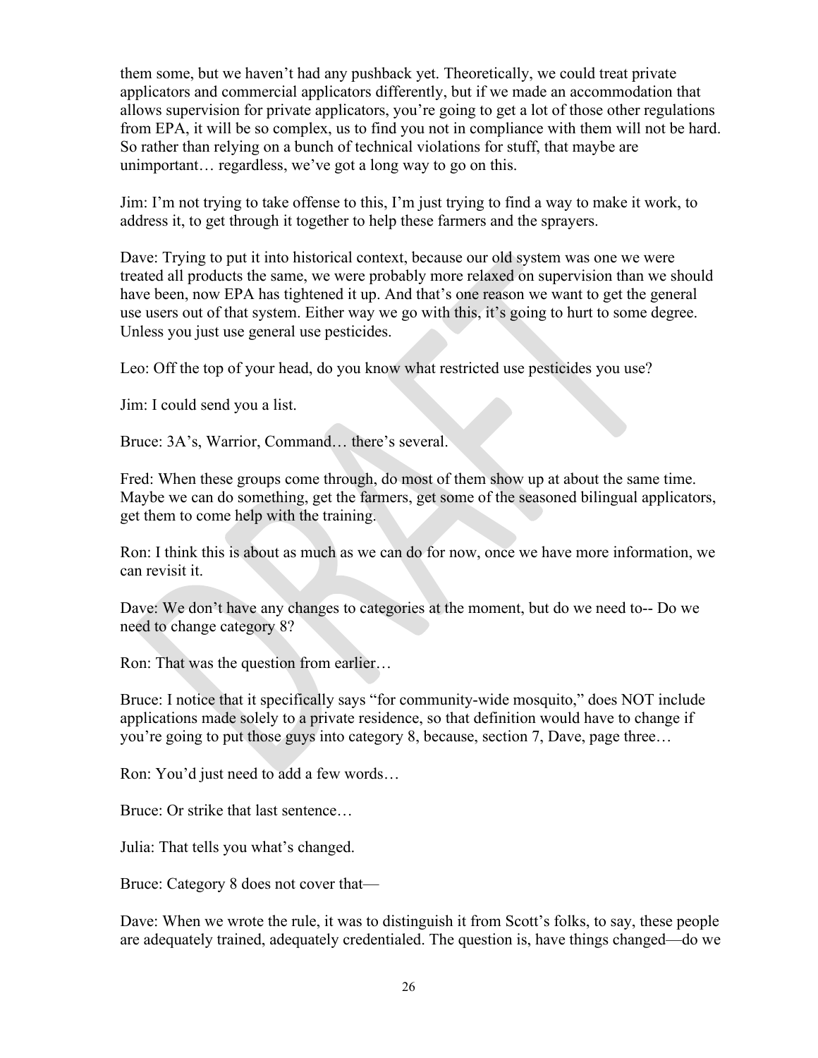them some, but we haven't had any pushback yet. Theoretically, we could treat private applicators and commercial applicators differently, but if we made an accommodation that allows supervision for private applicators, you're going to get a lot of those other regulations from EPA, it will be so complex, us to find you not in compliance with them will not be hard. So rather than relying on a bunch of technical violations for stuff, that maybe are unimportant… regardless, we've got a long way to go on this.

Jim: I'm not trying to take offense to this, I'm just trying to find a way to make it work, to address it, to get through it together to help these farmers and the sprayers.

Dave: Trying to put it into historical context, because our old system was one we were treated all products the same, we were probably more relaxed on supervision than we should have been, now EPA has tightened it up. And that's one reason we want to get the general use users out of that system. Either way we go with this, it's going to hurt to some degree. Unless you just use general use pesticides.

Leo: Off the top of your head, do you know what restricted use pesticides you use?

Jim: I could send you a list.

Bruce: 3A's, Warrior, Command… there's several.

Fred: When these groups come through, do most of them show up at about the same time. Maybe we can do something, get the farmers, get some of the seasoned bilingual applicators, get them to come help with the training.

Ron: I think this is about as much as we can do for now, once we have more information, we can revisit it.

Dave: We don't have any changes to categories at the moment, but do we need to-- Do we need to change category 8?

Ron: That was the question from earlier…

Bruce: I notice that it specifically says "for community-wide mosquito," does NOT include applications made solely to a private residence, so that definition would have to change if you're going to put those guys into category 8, because, section 7, Dave, page three…

Ron: You'd just need to add a few words…

Bruce: Or strike that last sentence…

Julia: That tells you what's changed.

Bruce: Category 8 does not cover that—

Dave: When we wrote the rule, it was to distinguish it from Scott's folks, to say, these people are adequately trained, adequately credentialed. The question is, have things changed—do we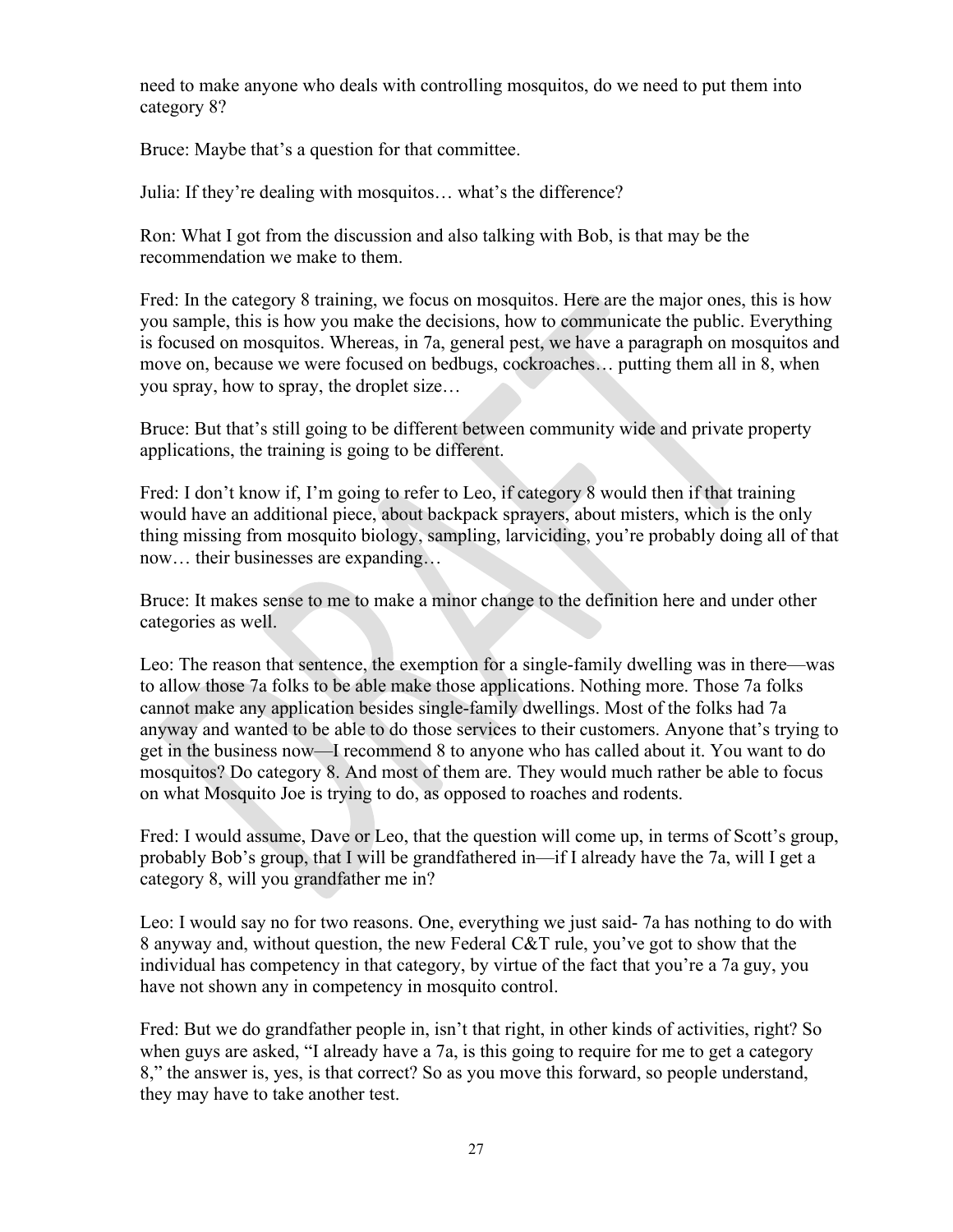need to make anyone who deals with controlling mosquitos, do we need to put them into category 8?

Bruce: Maybe that's a question for that committee.

Julia: If they're dealing with mosquitos… what's the difference?

Ron: What I got from the discussion and also talking with Bob, is that may be the recommendation we make to them.

Fred: In the category 8 training, we focus on mosquitos. Here are the major ones, this is how you sample, this is how you make the decisions, how to communicate the public. Everything is focused on mosquitos. Whereas, in 7a, general pest, we have a paragraph on mosquitos and move on, because we were focused on bedbugs, cockroaches… putting them all in 8, when you spray, how to spray, the droplet size…

Bruce: But that's still going to be different between community wide and private property applications, the training is going to be different.

Fred: I don't know if, I'm going to refer to Leo, if category 8 would then if that training would have an additional piece, about backpack sprayers, about misters, which is the only thing missing from mosquito biology, sampling, larviciding, you're probably doing all of that now… their businesses are expanding…

Bruce: It makes sense to me to make a minor change to the definition here and under other categories as well.

Leo: The reason that sentence, the exemption for a single-family dwelling was in there—was to allow those 7a folks to be able make those applications. Nothing more. Those 7a folks cannot make any application besides single-family dwellings. Most of the folks had 7a anyway and wanted to be able to do those services to their customers. Anyone that's trying to get in the business now—I recommend 8 to anyone who has called about it. You want to do mosquitos? Do category 8. And most of them are. They would much rather be able to focus on what Mosquito Joe is trying to do, as opposed to roaches and rodents.

Fred: I would assume, Dave or Leo, that the question will come up, in terms of Scott's group, probably Bob's group, that I will be grandfathered in—if I already have the 7a, will I get a category 8, will you grandfather me in?

Leo: I would say no for two reasons. One, everything we just said- 7a has nothing to do with 8 anyway and, without question, the new Federal C&T rule, you've got to show that the individual has competency in that category, by virtue of the fact that you're a 7a guy, you have not shown any in competency in mosquito control.

Fred: But we do grandfather people in, isn't that right, in other kinds of activities, right? So when guys are asked, "I already have a 7a, is this going to require for me to get a category 8," the answer is, yes, is that correct? So as you move this forward, so people understand, they may have to take another test.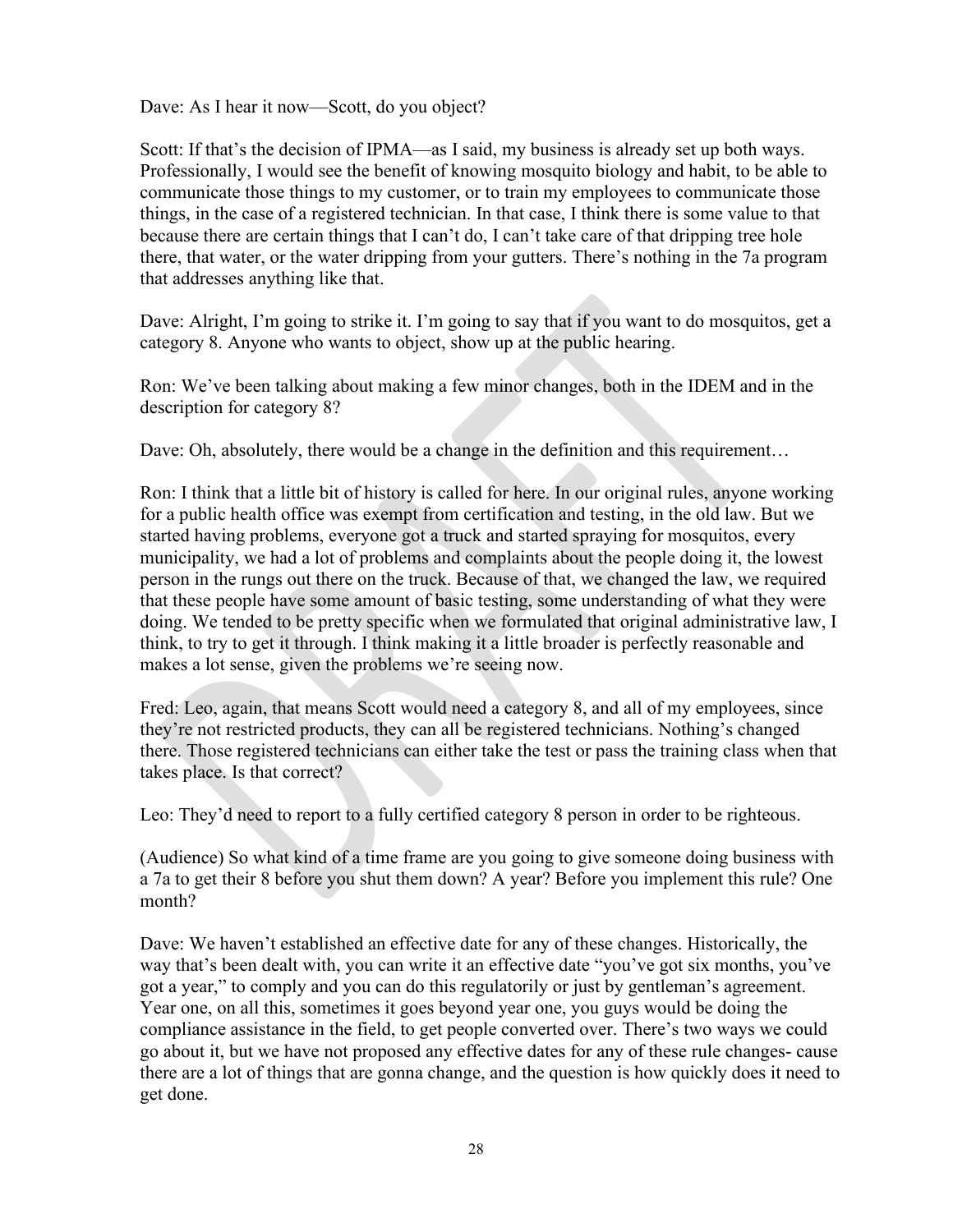Dave: As I hear it now—Scott, do you object?

Scott: If that's the decision of IPMA—as I said, my business is already set up both ways. Professionally, I would see the benefit of knowing mosquito biology and habit, to be able to communicate those things to my customer, or to train my employees to communicate those things, in the case of a registered technician. In that case, I think there is some value to that because there are certain things that I can't do, I can't take care of that dripping tree hole there, that water, or the water dripping from your gutters. There's nothing in the 7a program that addresses anything like that.

Dave: Alright, I'm going to strike it. I'm going to say that if you want to do mosquitos, get a category 8. Anyone who wants to object, show up at the public hearing.

Ron: We've been talking about making a few minor changes, both in the IDEM and in the description for category 8?

Dave: Oh, absolutely, there would be a change in the definition and this requirement…

Ron: I think that a little bit of history is called for here. In our original rules, anyone working for a public health office was exempt from certification and testing, in the old law. But we started having problems, everyone got a truck and started spraying for mosquitos, every municipality, we had a lot of problems and complaints about the people doing it, the lowest person in the rungs out there on the truck. Because of that, we changed the law, we required that these people have some amount of basic testing, some understanding of what they were doing. We tended to be pretty specific when we formulated that original administrative law, I think, to try to get it through. I think making it a little broader is perfectly reasonable and makes a lot sense, given the problems we're seeing now.

Fred: Leo, again, that means Scott would need a category 8, and all of my employees, since they're not restricted products, they can all be registered technicians. Nothing's changed there. Those registered technicians can either take the test or pass the training class when that takes place. Is that correct?

Leo: They'd need to report to a fully certified category 8 person in order to be righteous.

(Audience) So what kind of a time frame are you going to give someone doing business with a 7a to get their 8 before you shut them down? A year? Before you implement this rule? One month?

Dave: We haven't established an effective date for any of these changes. Historically, the way that's been dealt with, you can write it an effective date "you've got six months, you've got a year," to comply and you can do this regulatorily or just by gentleman's agreement. Year one, on all this, sometimes it goes beyond year one, you guys would be doing the compliance assistance in the field, to get people converted over. There's two ways we could go about it, but we have not proposed any effective dates for any of these rule changes- cause there are a lot of things that are gonna change, and the question is how quickly does it need to get done.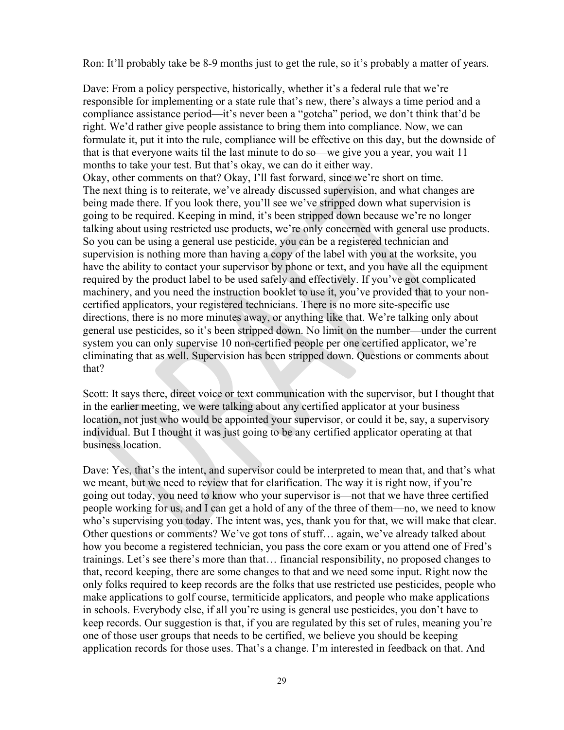Ron: It'll probably take be 8-9 months just to get the rule, so it's probably a matter of years.

Dave: From a policy perspective, historically, whether it's a federal rule that we're responsible for implementing or a state rule that's new, there's always a time period and a compliance assistance period—it's never been a "gotcha" period, we don't think that'd be right. We'd rather give people assistance to bring them into compliance. Now, we can formulate it, put it into the rule, compliance will be effective on this day, but the downside of that is that everyone waits til the last minute to do so—we give you a year, you wait 11 months to take your test. But that's okay, we can do it either way.
Okay, other comments on that? Okay, I'll fast forward, since we're short on time.
The next thing is to reiterate, we've already discussed supervision, and what changes are being made there. If you look there, you'll see we've stripped down what supervision is going to be required. Keeping in mind, it's been stripped down because we're no longer talking about using restricted use products, we're only concerned with general use products. So you can be using a general use pesticide, you can be a registered technician and supervision is nothing more than having a copy of the label with you at the worksite, you have the ability to contact your supervisor by phone or text, and you have all the equipment required by the product label to be used safely and effectively. If you've got complicated machinery, and you need the instruction booklet to use it, you've provided that to your non-certified applicators, your registered technicians. There is no more site-specific use directions, there is no more minutes away, or anything like that. We're talking only about general use pesticides, so it's been stripped down. No limit on the number—under the current system you can only supervise 10 non-certified people per one certified applicator, we're eliminating that as well. Supervision has been stripped down. Questions or comments about that?

Scott: It says there, direct voice or text communication with the supervisor, but I thought that in the earlier meeting, we were talking about any certified applicator at your business location, not just who would be appointed your supervisor, or could it be, say, a supervisory individual. But I thought it was just going to be any certified applicator operating at that business location.

Dave: Yes, that's the intent, and supervisor could be interpreted to mean that, and that's what we meant, but we need to review that for clarification. The way it is right now, if you're going out today, you need to know who your supervisor is—not that we have three certified people working for us, and I can get a hold of any of the three of them—no, we need to know who's supervising you today. The intent was, yes, thank you for that, we will make that clear. Other questions or comments? We've got tons of stuff… again, we've already talked about how you become a registered technician, you pass the core exam or you attend one of Fred's trainings. Let's see there's more than that… financial responsibility, no proposed changes to that, record keeping, there are some changes to that and we need some input. Right now the only folks required to keep records are the folks that use restricted use pesticides, people who make applications to golf course, termiticide applicators, and people who make applications in schools. Everybody else, if all you're using is general use pesticides, you don't have to keep records. Our suggestion is that, if you are regulated by this set of rules, meaning you're one of those user groups that needs to be certified, we believe you should be keeping application records for those uses. That's a change. I'm interested in feedback on that. And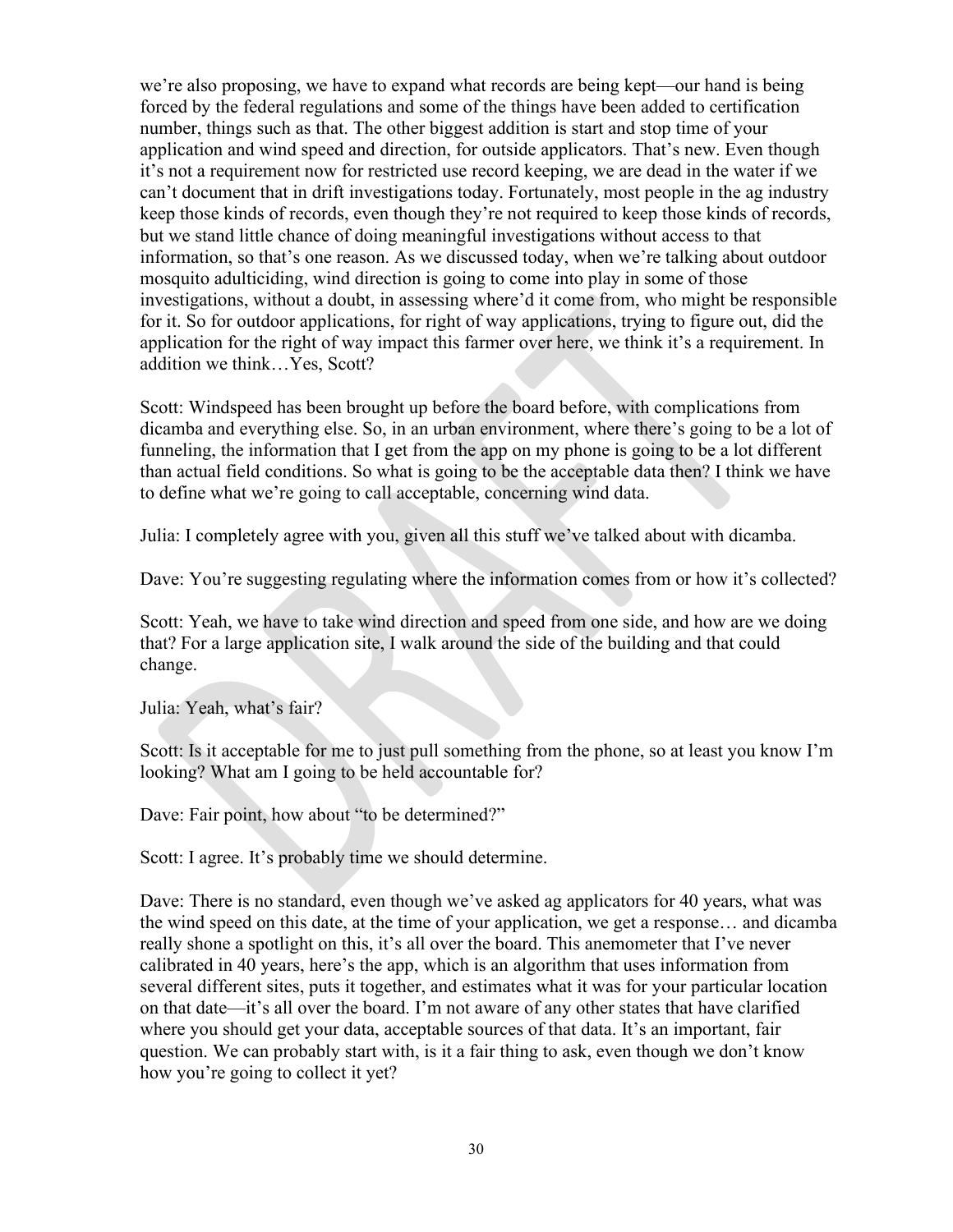we're also proposing, we have to expand what records are being kept—our hand is being forced by the federal regulations and some of the things have been added to certification number, things such as that. The other biggest addition is start and stop time of your application and wind speed and direction, for outside applicators. That's new. Even though it's not a requirement now for restricted use record keeping, we are dead in the water if we can't document that in drift investigations today. Fortunately, most people in the ag industry keep those kinds of records, even though they're not required to keep those kinds of records, but we stand little chance of doing meaningful investigations without access to that information, so that's one reason. As we discussed today, when we're talking about outdoor mosquito adulticiding, wind direction is going to come into play in some of those investigations, without a doubt, in assessing where'd it come from, who might be responsible for it. So for outdoor applications, for right of way applications, trying to figure out, did the application for the right of way impact this farmer over here, we think it's a requirement. In addition we think…Yes, Scott?

Scott: Windspeed has been brought up before the board before, with complications from dicamba and everything else. So, in an urban environment, where there's going to be a lot of funneling, the information that I get from the app on my phone is going to be a lot different than actual field conditions. So what is going to be the acceptable data then? I think we have to define what we're going to call acceptable, concerning wind data.

Julia: I completely agree with you, given all this stuff we've talked about with dicamba.

Dave: You're suggesting regulating where the information comes from or how it's collected?

Scott: Yeah, we have to take wind direction and speed from one side, and how are we doing that? For a large application site, I walk around the side of the building and that could change.

Julia: Yeah, what's fair?

Scott: Is it acceptable for me to just pull something from the phone, so at least you know I'm looking? What am I going to be held accountable for?

Dave: Fair point, how about "to be determined?"

Scott: I agree. It's probably time we should determine.

Dave: There is no standard, even though we've asked ag applicators for 40 years, what was the wind speed on this date, at the time of your application, we get a response… and dicamba really shone a spotlight on this, it's all over the board. This anemometer that I've never calibrated in 40 years, here's the app, which is an algorithm that uses information from several different sites, puts it together, and estimates what it was for your particular location on that date—it's all over the board. I'm not aware of any other states that have clarified where you should get your data, acceptable sources of that data. It's an important, fair question. We can probably start with, is it a fair thing to ask, even though we don't know how you're going to collect it yet?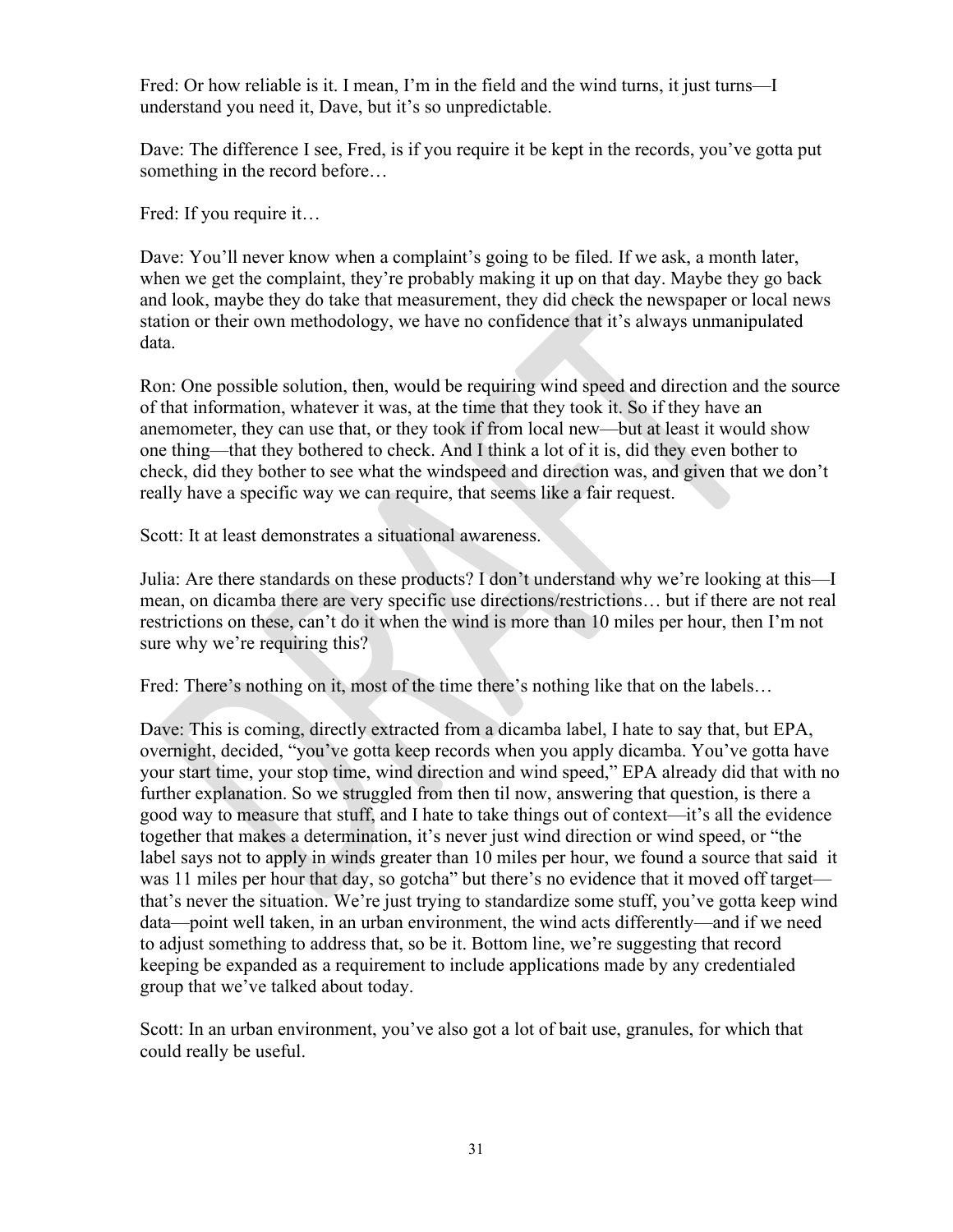Fred: Or how reliable is it. I mean, I'm in the field and the wind turns, it just turns—I understand you need it, Dave, but it's so unpredictable.

Dave: The difference I see, Fred, is if you require it be kept in the records, you've gotta put something in the record before…

Fred: If you require it…

Dave: You'll never know when a complaint's going to be filed. If we ask, a month later, when we get the complaint, they're probably making it up on that day. Maybe they go back and look, maybe they do take that measurement, they did check the newspaper or local news station or their own methodology, we have no confidence that it's always unmanipulated data.

Ron: One possible solution, then, would be requiring wind speed and direction and the source of that information, whatever it was, at the time that they took it. So if they have an anemometer, they can use that, or they took if from local new—but at least it would show one thing—that they bothered to check. And I think a lot of it is, did they even bother to check, did they bother to see what the windspeed and direction was, and given that we don't really have a specific way we can require, that seems like a fair request.

Scott: It at least demonstrates a situational awareness.

Julia: Are there standards on these products? I don't understand why we're looking at this—I mean, on dicamba there are very specific use directions/restrictions… but if there are not real restrictions on these, can't do it when the wind is more than 10 miles per hour, then I'm not sure why we're requiring this?

Fred: There's nothing on it, most of the time there's nothing like that on the labels…

Dave: This is coming, directly extracted from a dicamba label, I hate to say that, but EPA, overnight, decided, "you've gotta keep records when you apply dicamba. You've gotta have your start time, your stop time, wind direction and wind speed," EPA already did that with no further explanation. So we struggled from then til now, answering that question, is there a good way to measure that stuff, and I hate to take things out of context—it's all the evidence together that makes a determination, it's never just wind direction or wind speed, or "the label says not to apply in winds greater than 10 miles per hour, we found a source that said it was 11 miles per hour that day, so gotcha" but there's no evidence that it moved off target—that's never the situation. We're just trying to standardize some stuff, you've gotta keep wind data—point well taken, in an urban environment, the wind acts differently—and if we need to adjust something to address that, so be it. Bottom line, we're suggesting that record keeping be expanded as a requirement to include applications made by any credentialed group that we've talked about today.

Scott: In an urban environment, you've also got a lot of bait use, granules, for which that could really be useful.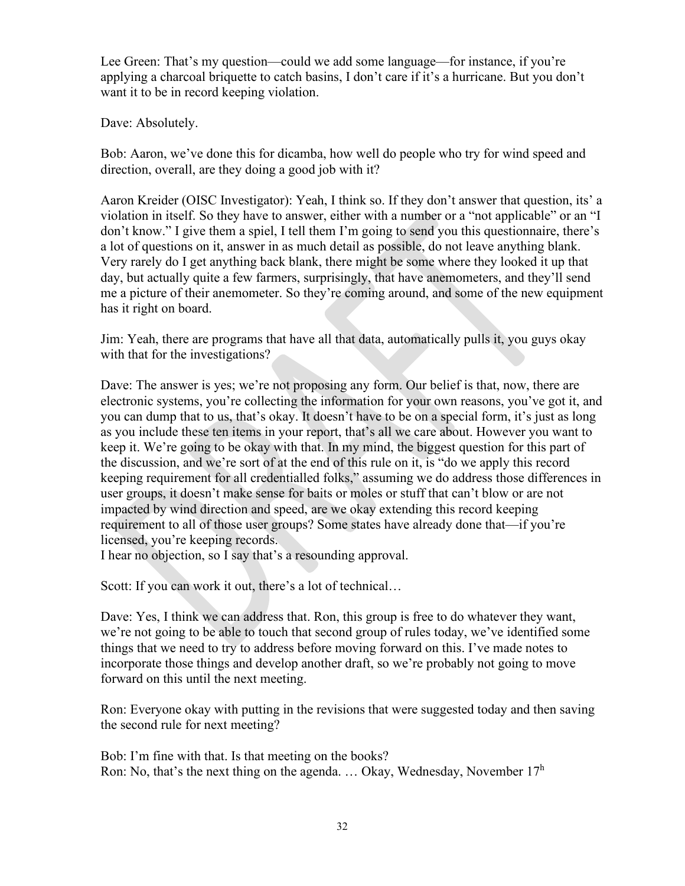Lee Green: That's my question—could we add some language—for instance, if you're applying a charcoal briquette to catch basins, I don't care if it's a hurricane. But you don't want it to be in record keeping violation.

Dave: Absolutely.

Bob: Aaron, we've done this for dicamba, how well do people who try for wind speed and direction, overall, are they doing a good job with it?

Aaron Kreider (OISC Investigator): Yeah, I think so. If they don't answer that question, its' a violation in itself. So they have to answer, either with a number or a "not applicable" or an "I don't know." I give them a spiel, I tell them I'm going to send you this questionnaire, there's a lot of questions on it, answer in as much detail as possible, do not leave anything blank. Very rarely do I get anything back blank, there might be some where they looked it up that day, but actually quite a few farmers, surprisingly, that have anemometers, and they'll send me a picture of their anemometer. So they're coming around, and some of the new equipment has it right on board.

Jim: Yeah, there are programs that have all that data, automatically pulls it, you guys okay with that for the investigations?

Dave: The answer is yes; we're not proposing any form. Our belief is that, now, there are electronic systems, you're collecting the information for your own reasons, you've got it, and you can dump that to us, that's okay. It doesn't have to be on a special form, it's just as long as you include these ten items in your report, that's all we care about. However you want to keep it. We're going to be okay with that. In my mind, the biggest question for this part of the discussion, and we're sort of at the end of this rule on it, is "do we apply this record keeping requirement for all credentialled folks," assuming we do address those differences in user groups, it doesn't make sense for baits or moles or stuff that can't blow or are not impacted by wind direction and speed, are we okay extending this record keeping requirement to all of those user groups? Some states have already done that—if you're licensed, you're keeping records.
I hear no objection, so I say that's a resounding approval.

Scott: If you can work it out, there's a lot of technical…

Dave: Yes, I think we can address that. Ron, this group is free to do whatever they want, we're not going to be able to touch that second group of rules today, we've identified some things that we need to try to address before moving forward on this. I've made notes to incorporate those things and develop another draft, so we're probably not going to move forward on this until the next meeting.

Ron: Everyone okay with putting in the revisions that were suggested today and then saving the second rule for next meeting?

Bob: I'm fine with that. Is that meeting on the books?
Ron: No, that's the next thing on the agenda. … Okay, Wednesday, November 17h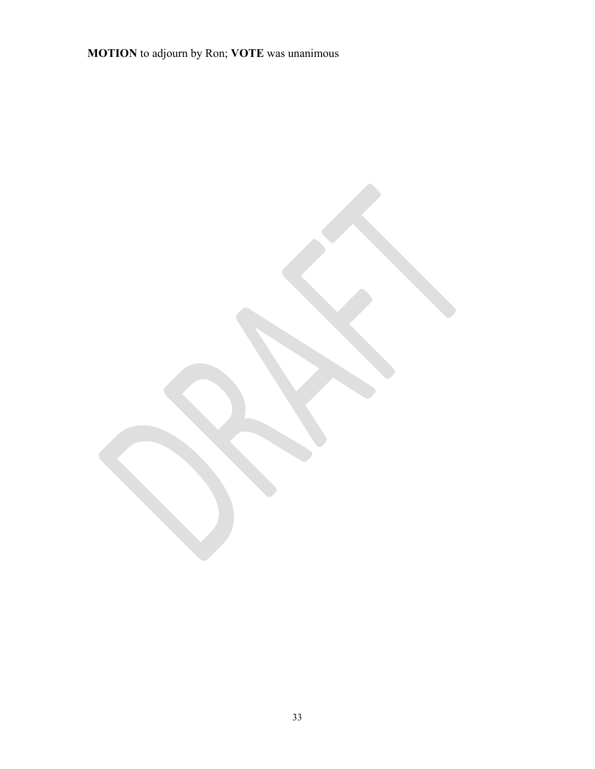**MOTION** to adjourn by Ron; **VOTE** was unanimous